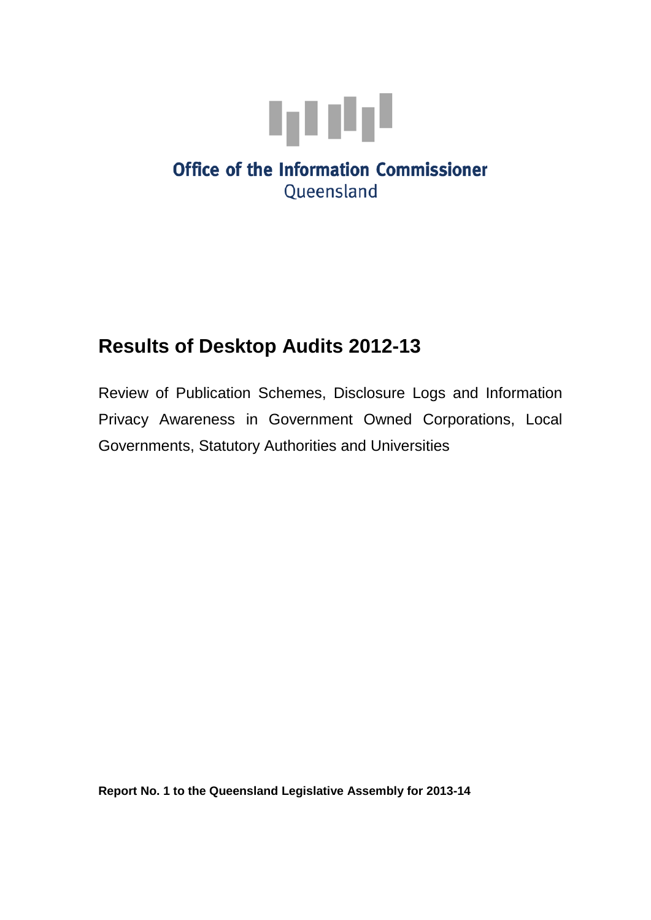Office of the Information Commissioner
Queensland

# Results of Desktop Audits 2012-13

Review of Publication Schemes, Disclosure Logs and Information Privacy Awareness in Government Owned Corporations, Local Governments, Statutory Authorities and Universities

**Report No. 1 to the Queensland Legislative Assembly for 2013-14**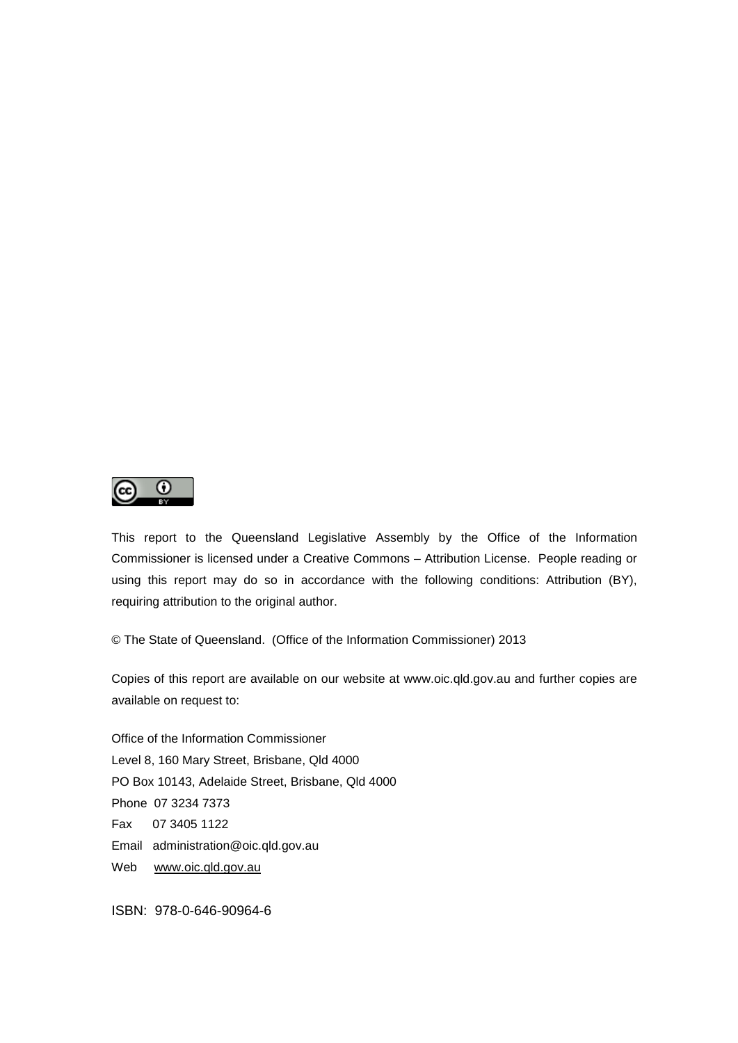This report to the Queensland Legislative Assembly by the Office of the Information Commissioner is licensed under a Creative Commons – Attribution License. People reading or using this report may do so in accordance with the following conditions: Attribution (BY), requiring attribution to the original author.

© The State of Queensland. (Office of the Information Commissioner) 2013

Copies of this report are available on our website at www.oic.qld.gov.au and further copies are available on request to:

Office of the Information Commissioner  
Level 8, 160 Mary Street, Brisbane, Qld 4000  
PO Box 10143, Adelaide Street, Brisbane, Qld 4000  
Phone 07 3234 7373  
Fax 07 3405 1122  
Email administration@oic.qld.gov.au  
Web www.oic.qld.gov.au

ISBN: 978-0-646-90964-6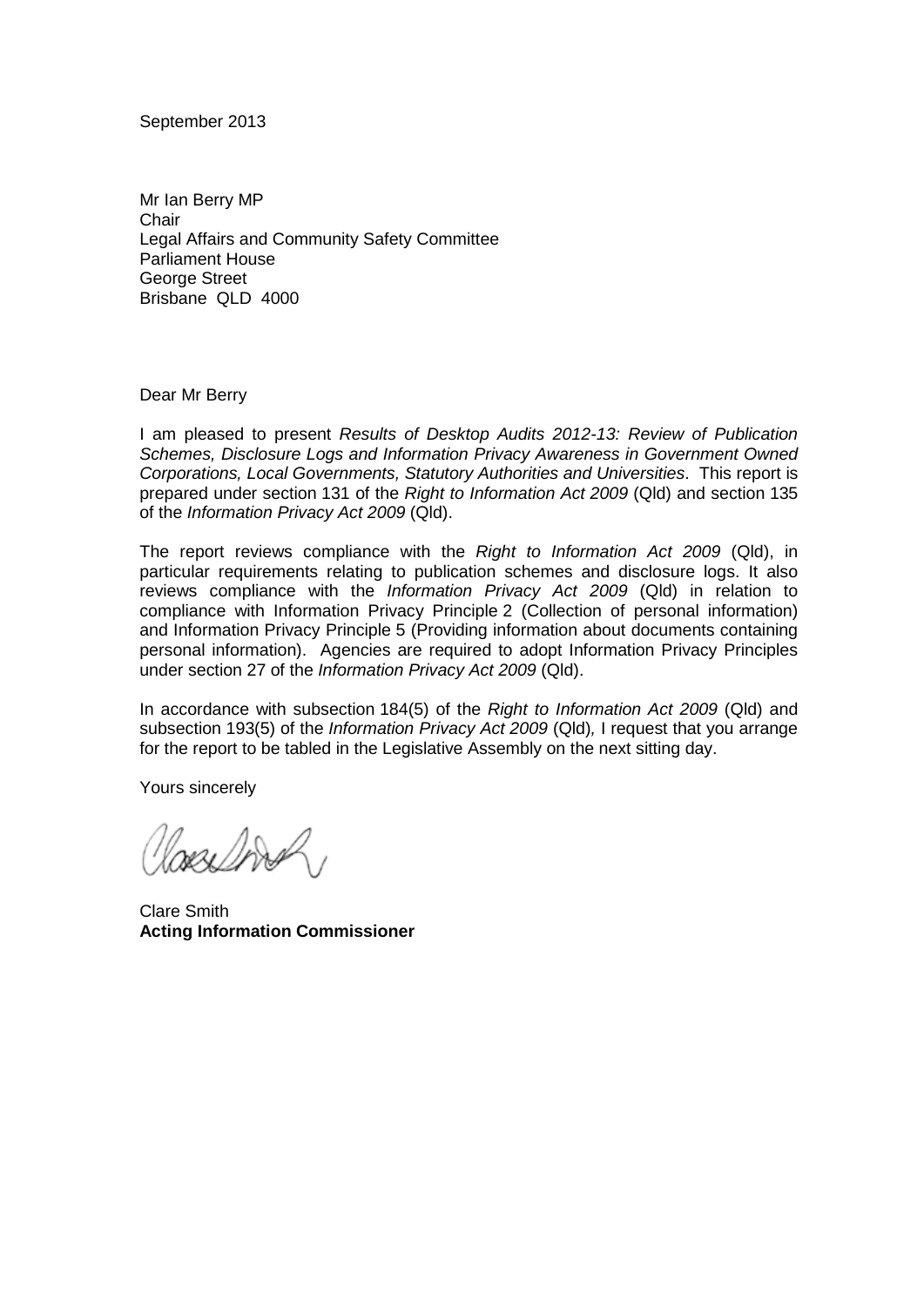September 2013

Mr Ian Berry MP
Chair
Legal Affairs and Community Safety Committee
Parliament House
George Street
Brisbane QLD 4000

Dear Mr Berry

I am pleased to present *Results of Desktop Audits 2012-13: Review of Publication Schemes, Disclosure Logs and Information Privacy Awareness in Government Owned Corporations, Local Governments, Statutory Authorities and Universities*. This report is prepared under section 131 of the *Right to Information Act 2009* (Qld) and section 135 of the *Information Privacy Act 2009* (Qld).

The report reviews compliance with the *Right to Information Act 2009* (Qld), in particular requirements relating to publication schemes and disclosure logs. It also reviews compliance with the *Information Privacy Act 2009* (Qld) in relation to compliance with Information Privacy Principle 2 (Collection of personal information) and Information Privacy Principle 5 (Providing information about documents containing personal information). Agencies are required to adopt Information Privacy Principles under section 27 of the *Information Privacy Act 2009* (Qld).

In accordance with subsection 184(5) of the *Right to Information Act 2009* (Qld) and subsection 193(5) of the *Information Privacy Act 2009* (Qld), I request that you arrange for the report to be tabled in the Legislative Assembly on the next sitting day.

Yours sincerely

Clare Smith
**Acting Information Commissioner**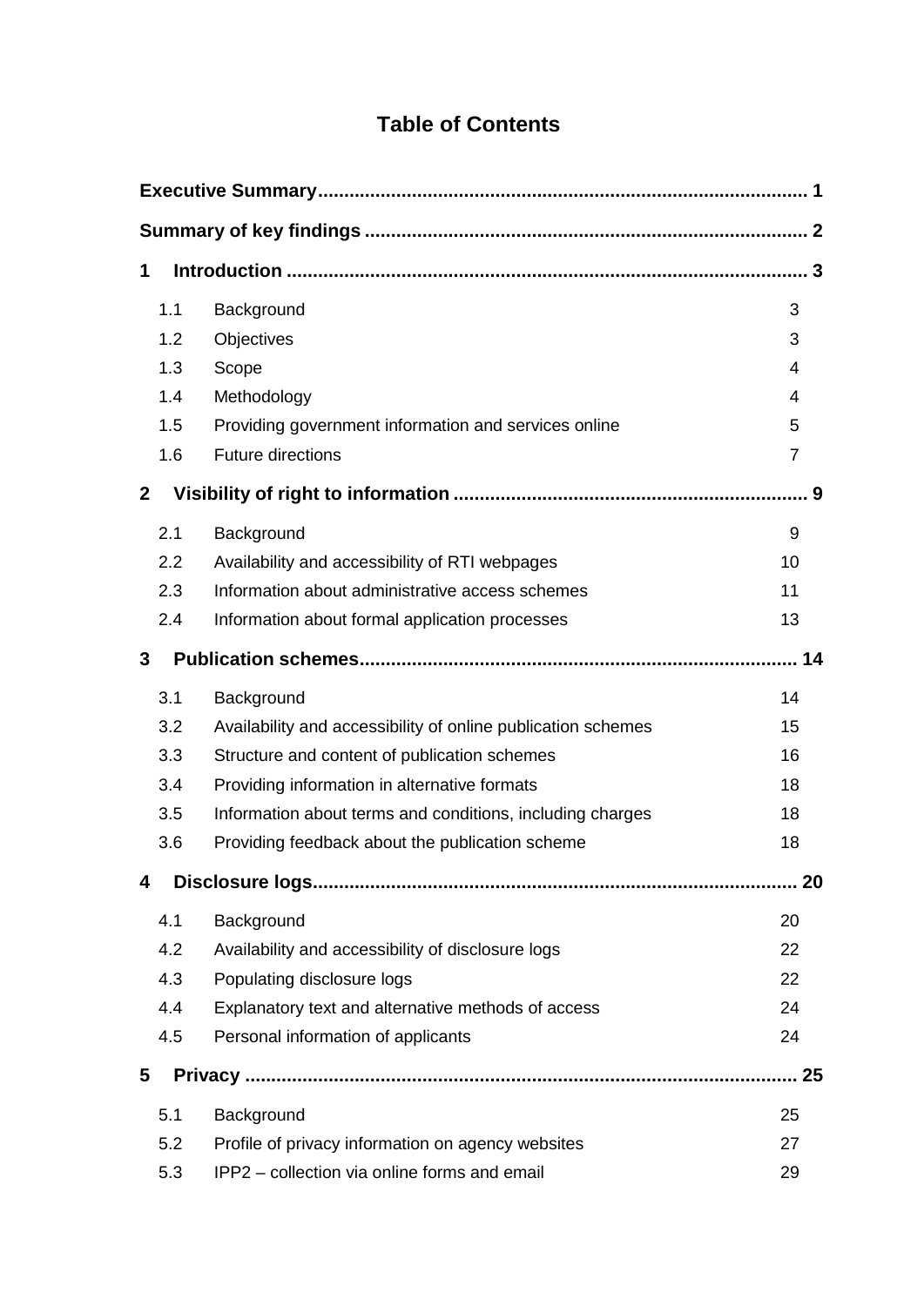# Table of Contents

**Executive Summary** .......... **1**

**Summary of key findings** .......... **2**

**1 Introduction** .......... **3**

| | | |
|---|---|---|
| 1.1 | Background | 3 |
| 1.2 | Objectives | 3 |
| 1.3 | Scope | 4 |
| 1.4 | Methodology | 4 |
| 1.5 | Providing government information and services online | 5 |
| 1.6 | Future directions | 7 |

**2 Visibility of right to information** .......... **9**

| | | |
|---|---|---|
| 2.1 | Background | 9 |
| 2.2 | Availability and accessibility of RTI webpages | 10 |
| 2.3 | Information about administrative access schemes | 11 |
| 2.4 | Information about formal application processes | 13 |

**3 Publication schemes** .......... **14**

| | | |
|---|---|---|
| 3.1 | Background | 14 |
| 3.2 | Availability and accessibility of online publication schemes | 15 |
| 3.3 | Structure and content of publication schemes | 16 |
| 3.4 | Providing information in alternative formats | 18 |
| 3.5 | Information about terms and conditions, including charges | 18 |
| 3.6 | Providing feedback about the publication scheme | 18 |

**4 Disclosure logs** .......... **20**

| | | |
|---|---|---|
| 4.1 | Background | 20 |
| 4.2 | Availability and accessibility of disclosure logs | 22 |
| 4.3 | Populating disclosure logs | 22 |
| 4.4 | Explanatory text and alternative methods of access | 24 |
| 4.5 | Personal information of applicants | 24 |

**5 Privacy** .......... **25**

| | | |
|---|---|---|
| 5.1 | Background | 25 |
| 5.2 | Profile of privacy information on agency websites | 27 |
| 5.3 | IPP2 – collection via online forms and email | 29 |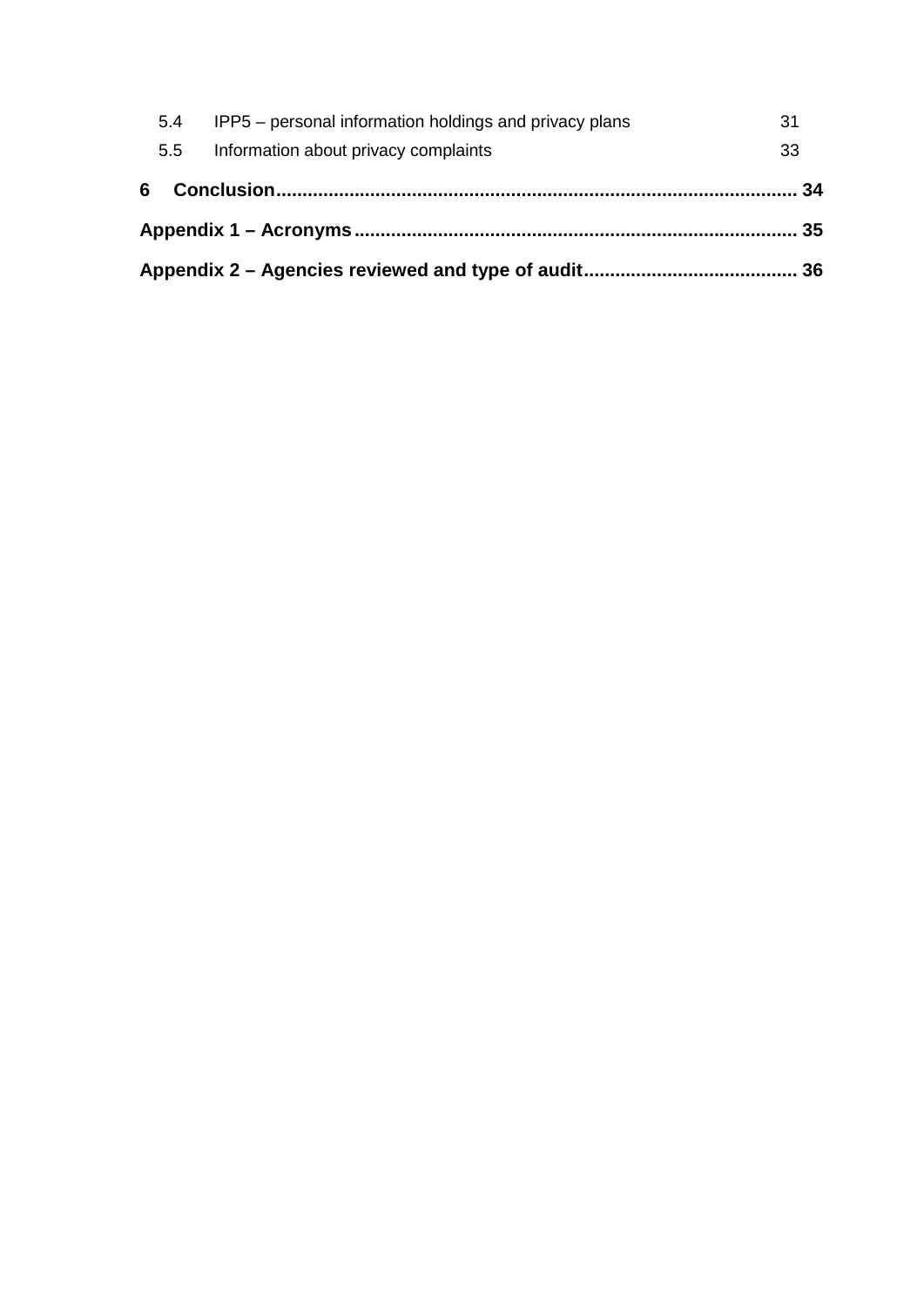5.4 IPP5 – personal information holdings and privacy plans 31

5.5 Information about privacy complaints 33

**6 Conclusion 34**

**Appendix 1 – Acronyms 35**

**Appendix 2 – Agencies reviewed and type of audit 36**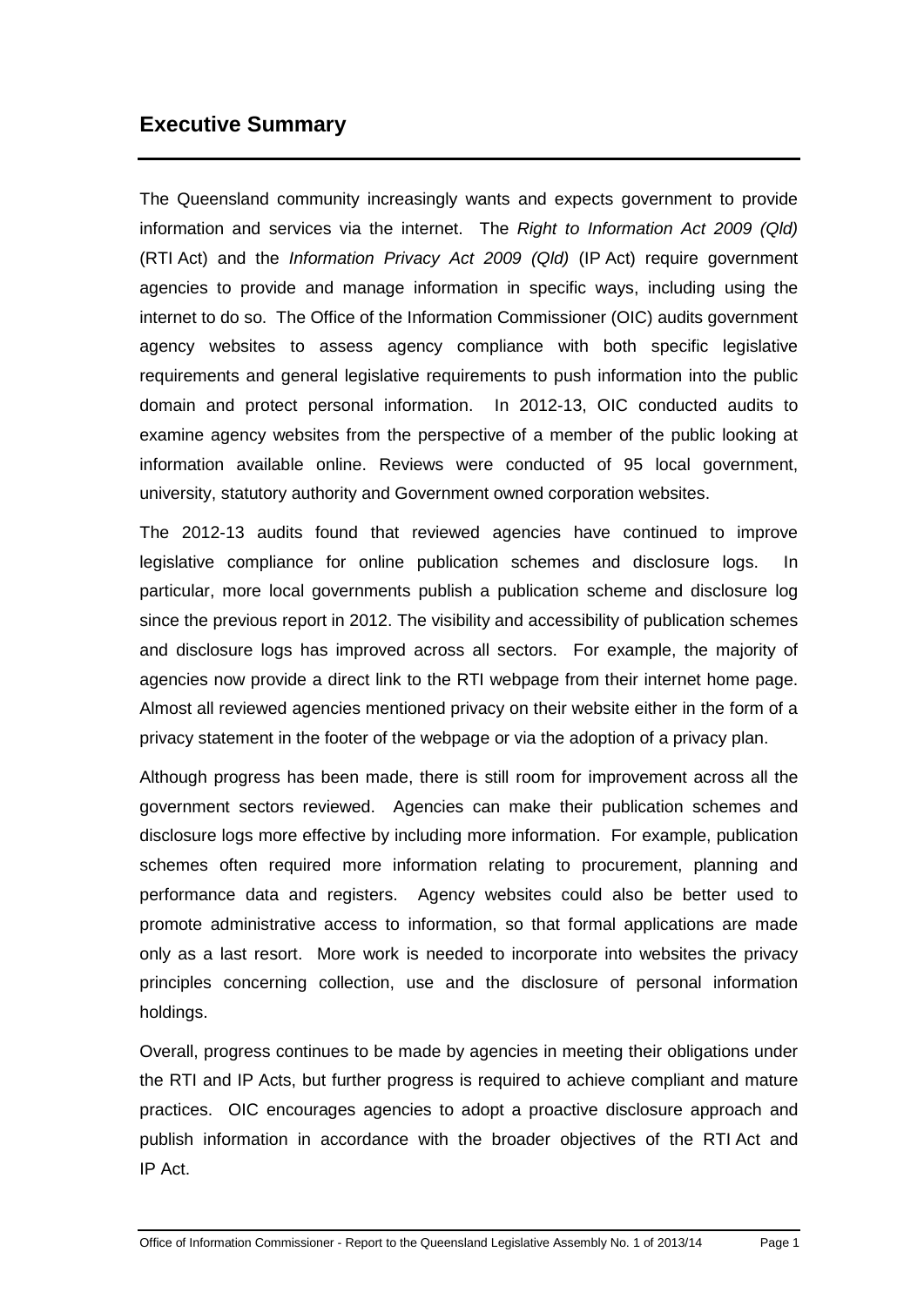## Executive Summary

The Queensland community increasingly wants and expects government to provide information and services via the internet. The *Right to Information Act 2009 (Qld)* (RTI Act) and the *Information Privacy Act 2009 (Qld)* (IP Act) require government agencies to provide and manage information in specific ways, including using the internet to do so. The Office of the Information Commissioner (OIC) audits government agency websites to assess agency compliance with both specific legislative requirements and general legislative requirements to push information into the public domain and protect personal information. In 2012-13, OIC conducted audits to examine agency websites from the perspective of a member of the public looking at information available online. Reviews were conducted of 95 local government, university, statutory authority and Government owned corporation websites.

The 2012-13 audits found that reviewed agencies have continued to improve legislative compliance for online publication schemes and disclosure logs. In particular, more local governments publish a publication scheme and disclosure log since the previous report in 2012. The visibility and accessibility of publication schemes and disclosure logs has improved across all sectors. For example, the majority of agencies now provide a direct link to the RTI webpage from their internet home page. Almost all reviewed agencies mentioned privacy on their website either in the form of a privacy statement in the footer of the webpage or via the adoption of a privacy plan.

Although progress has been made, there is still room for improvement across all the government sectors reviewed. Agencies can make their publication schemes and disclosure logs more effective by including more information. For example, publication schemes often required more information relating to procurement, planning and performance data and registers. Agency websites could also be better used to promote administrative access to information, so that formal applications are made only as a last resort. More work is needed to incorporate into websites the privacy principles concerning collection, use and the disclosure of personal information holdings.

Overall, progress continues to be made by agencies in meeting their obligations under the RTI and IP Acts, but further progress is required to achieve compliant and mature practices. OIC encourages agencies to adopt a proactive disclosure approach and publish information in accordance with the broader objectives of the RTI Act and IP Act.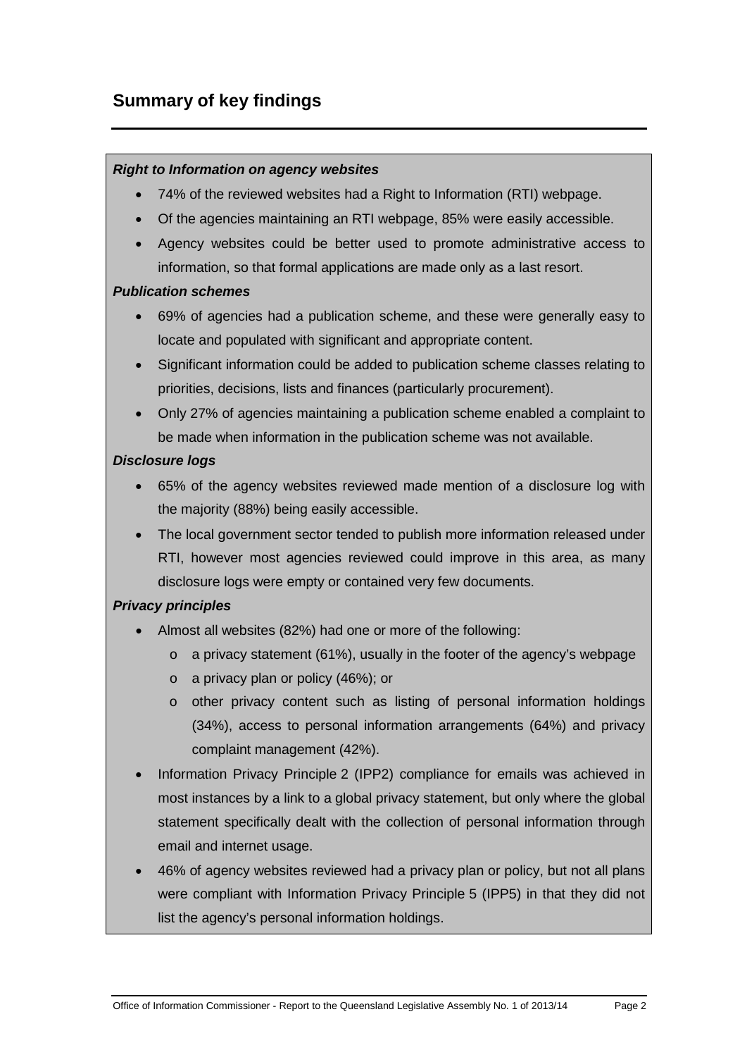## Summary of key findings

***Right to Information on agency websites***

- 74% of the reviewed websites had a Right to Information (RTI) webpage.
- Of the agencies maintaining an RTI webpage, 85% were easily accessible.
- Agency websites could be better used to promote administrative access to information, so that formal applications are made only as a last resort.

***Publication schemes***

- 69% of agencies had a publication scheme, and these were generally easy to locate and populated with significant and appropriate content.
- Significant information could be added to publication scheme classes relating to priorities, decisions, lists and finances (particularly procurement).
- Only 27% of agencies maintaining a publication scheme enabled a complaint to be made when information in the publication scheme was not available.

***Disclosure logs***

- 65% of the agency websites reviewed made mention of a disclosure log with the majority (88%) being easily accessible.
- The local government sector tended to publish more information released under RTI, however most agencies reviewed could improve in this area, as many disclosure logs were empty or contained very few documents.

***Privacy principles***

- Almost all websites (82%) had one or more of the following:
  - a privacy statement (61%), usually in the footer of the agency's webpage
  - a privacy plan or policy (46%); or
  - other privacy content such as listing of personal information holdings (34%), access to personal information arrangements (64%) and privacy complaint management (42%).
- Information Privacy Principle 2 (IPP2) compliance for emails was achieved in most instances by a link to a global privacy statement, but only where the global statement specifically dealt with the collection of personal information through email and internet usage.
- 46% of agency websites reviewed had a privacy plan or policy, but not all plans were compliant with Information Privacy Principle 5 (IPP5) in that they did not list the agency's personal information holdings.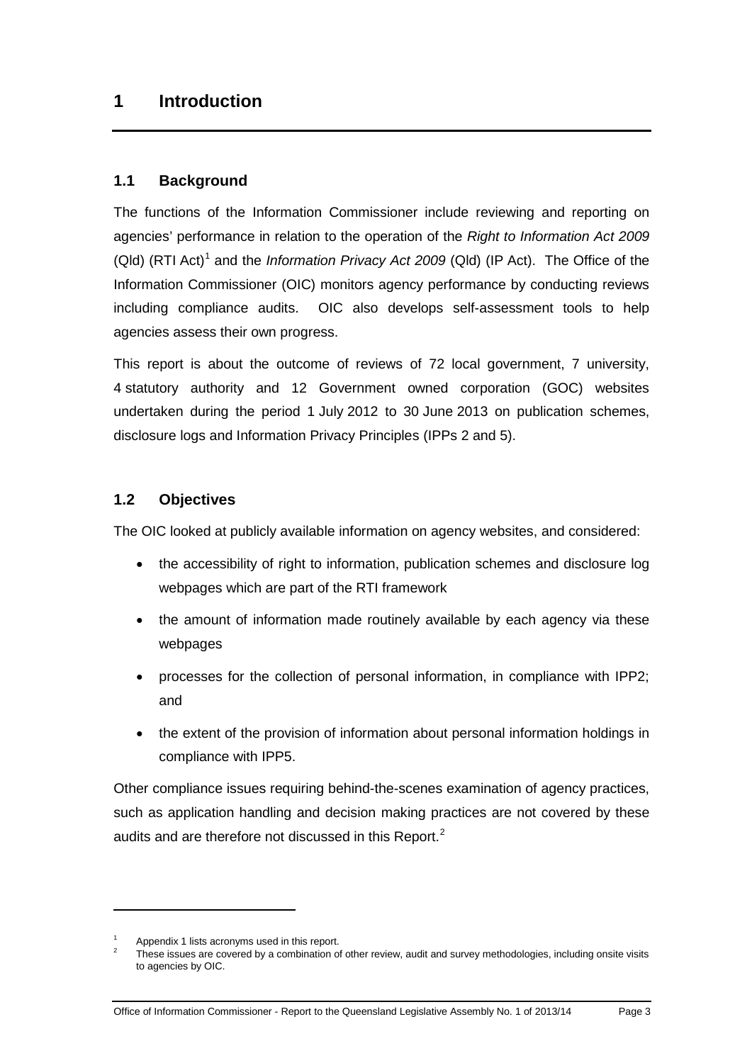# 1 Introduction

## 1.1 Background

The functions of the Information Commissioner include reviewing and reporting on agencies' performance in relation to the operation of the *Right to Information Act 2009* (Qld) (RTI Act)[1] and the *Information Privacy Act 2009* (Qld) (IP Act). The Office of the Information Commissioner (OIC) monitors agency performance by conducting reviews including compliance audits. OIC also develops self-assessment tools to help agencies assess their own progress.

This report is about the outcome of reviews of 72 local government, 7 university, 4 statutory authority and 12 Government owned corporation (GOC) websites undertaken during the period 1 July 2012 to 30 June 2013 on publication schemes, disclosure logs and Information Privacy Principles (IPPs 2 and 5).

## 1.2 Objectives

The OIC looked at publicly available information on agency websites, and considered:

- the accessibility of right to information, publication schemes and disclosure log webpages which are part of the RTI framework
- the amount of information made routinely available by each agency via these webpages
- processes for the collection of personal information, in compliance with IPP2; and
- the extent of the provision of information about personal information holdings in compliance with IPP5.

Other compliance issues requiring behind-the-scenes examination of agency practices, such as application handling and decision making practices are not covered by these audits and are therefore not discussed in this Report.[2]

---

[1] Appendix 1 lists acronyms used in this report.

[2] These issues are covered by a combination of other review, audit and survey methodologies, including onsite visits to agencies by OIC.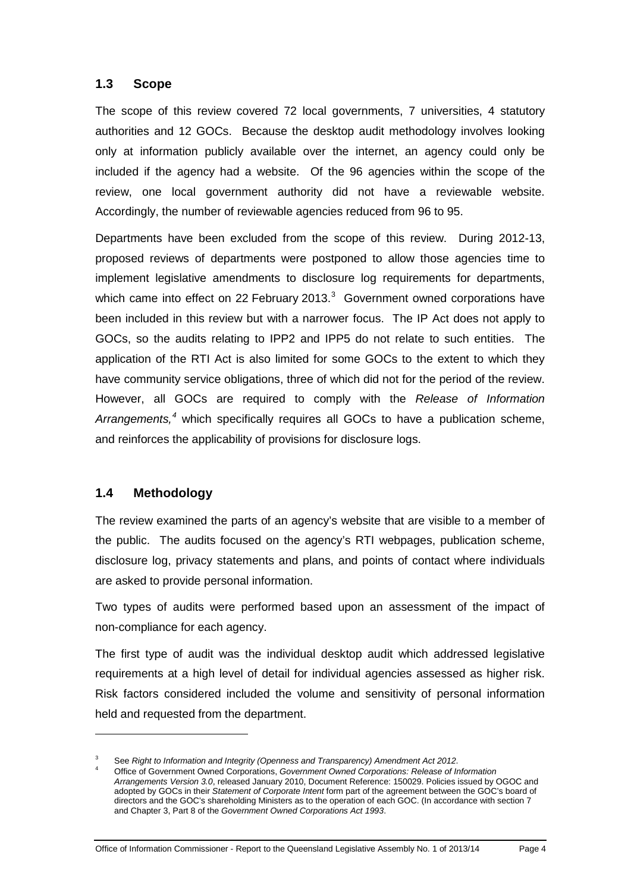## 1.3 Scope

The scope of this review covered 72 local governments, 7 universities, 4 statutory authorities and 12 GOCs. Because the desktop audit methodology involves looking only at information publicly available over the internet, an agency could only be included if the agency had a website. Of the 96 agencies within the scope of the review, one local government authority did not have a reviewable website. Accordingly, the number of reviewable agencies reduced from 96 to 95.

Departments have been excluded from the scope of this review. During 2012-13, proposed reviews of departments were postponed to allow those agencies time to implement legislative amendments to disclosure log requirements for departments, which came into effect on 22 February 2013.[3] Government owned corporations have been included in this review but with a narrower focus. The IP Act does not apply to GOCs, so the audits relating to IPP2 and IPP5 do not relate to such entities. The application of the RTI Act is also limited for some GOCs to the extent to which they have community service obligations, three of which did not for the period of the review. However, all GOCs are required to comply with the *Release of Information Arrangements,*[4] which specifically requires all GOCs to have a publication scheme, and reinforces the applicability of provisions for disclosure logs.

## 1.4 Methodology

The review examined the parts of an agency's website that are visible to a member of the public. The audits focused on the agency's RTI webpages, publication scheme, disclosure log, privacy statements and plans, and points of contact where individuals are asked to provide personal information.

Two types of audits were performed based upon an assessment of the impact of non-compliance for each agency.

The first type of audit was the individual desktop audit which addressed legislative requirements at a high level of detail for individual agencies assessed as higher risk. Risk factors considered included the volume and sensitivity of personal information held and requested from the department.

---

[3] See *Right to Information and Integrity (Openness and Transparency) Amendment Act 2012*.

[4] Office of Government Owned Corporations, *Government Owned Corporations: Release of Information Arrangements Version 3.0*, released January 2010, Document Reference: 150029. Policies issued by OGOC and adopted by GOCs in their *Statement of Corporate Intent* form part of the agreement between the GOC's board of directors and the GOC's shareholding Ministers as to the operation of each GOC. (In accordance with section 7 and Chapter 3, Part 8 of the *Government Owned Corporations Act 1993*.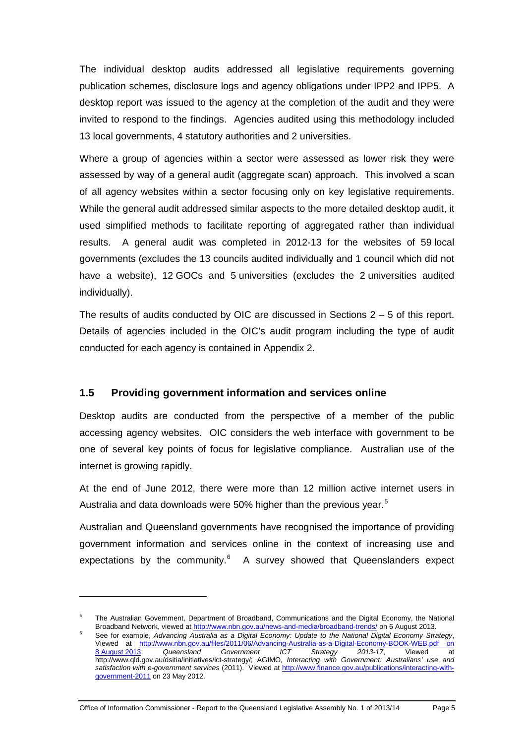The individual desktop audits addressed all legislative requirements governing publication schemes, disclosure logs and agency obligations under IPP2 and IPP5. A desktop report was issued to the agency at the completion of the audit and they were invited to respond to the findings. Agencies audited using this methodology included 13 local governments, 4 statutory authorities and 2 universities.

Where a group of agencies within a sector were assessed as lower risk they were assessed by way of a general audit (aggregate scan) approach. This involved a scan of all agency websites within a sector focusing only on key legislative requirements. While the general audit addressed similar aspects to the more detailed desktop audit, it used simplified methods to facilitate reporting of aggregated rather than individual results. A general audit was completed in 2012-13 for the websites of 59 local governments (excludes the 13 councils audited individually and 1 council which did not have a website), 12 GOCs and 5 universities (excludes the 2 universities audited individually).

The results of audits conducted by OIC are discussed in Sections 2 – 5 of this report. Details of agencies included in the OIC's audit program including the type of audit conducted for each agency is contained in Appendix 2.

## 1.5 Providing government information and services online

Desktop audits are conducted from the perspective of a member of the public accessing agency websites. OIC considers the web interface with government to be one of several key points of focus for legislative compliance. Australian use of the internet is growing rapidly.

At the end of June 2012, there were more than 12 million active internet users in Australia and data downloads were 50% higher than the previous year.[5]

Australian and Queensland governments have recognised the importance of providing government information and services online in the context of increasing use and expectations by the community.[6] A survey showed that Queenslanders expect

---

[5] The Australian Government, Department of Broadband, Communications and the Digital Economy, the National Broadband Network, viewed at http://www.nbn.gov.au/news-and-media/broadband-trends/ on 6 August 2013.

[6] See for example, *Advancing Australia as a Digital Economy: Update to the National Digital Economy Strategy*, Viewed at http://www.nbn.gov.au/files/2011/06/Advancing-Australia-as-a-Digital-Economy-BOOK-WEB.pdf on 8 August 2013; *Queensland Government ICT Strategy 2013-17*, Viewed at http://www.qld.gov.au/dsitia/initiatives/ict-strategy/; AGIMO*, Interacting with Government: Australians' use and satisfaction with e-government services* (2011). Viewed at http://www.finance.gov.au/publications/interacting-with-government-2011 on 23 May 2012.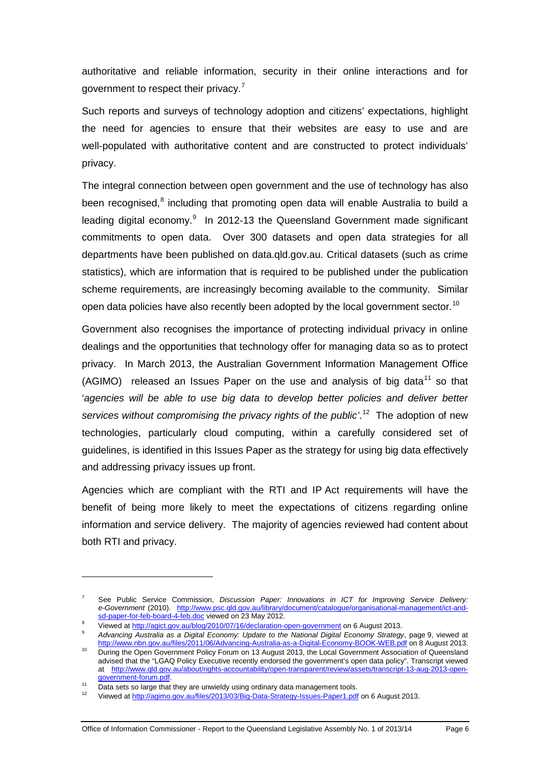authoritative and reliable information, security in their online interactions and for government to respect their privacy.[7]

Such reports and surveys of technology adoption and citizens' expectations, highlight the need for agencies to ensure that their websites are easy to use and are well-populated with authoritative content and are constructed to protect individuals' privacy.

The integral connection between open government and the use of technology has also been recognised,[8] including that promoting open data will enable Australia to build a leading digital economy.[9] In 2012-13 the Queensland Government made significant commitments to open data. Over 300 datasets and open data strategies for all departments have been published on data.qld.gov.au. Critical datasets (such as crime statistics), which are information that is required to be published under the publication scheme requirements, are increasingly becoming available to the community. Similar open data policies have also recently been adopted by the local government sector.[10]

Government also recognises the importance of protecting individual privacy in online dealings and the opportunities that technology offer for managing data so as to protect privacy. In March 2013, the Australian Government Information Management Office (AGIMO) released an Issues Paper on the use and analysis of big data[11] so that '*agencies will be able to use big data to develop better policies and deliver better services without compromising the privacy rights of the public'*.[12] The adoption of new technologies, particularly cloud computing, within a carefully considered set of guidelines, is identified in this Issues Paper as the strategy for using big data effectively and addressing privacy issues up front.

Agencies which are compliant with the RTI and IP Act requirements will have the benefit of being more likely to meet the expectations of citizens regarding online information and service delivery. The majority of agencies reviewed had content about both RTI and privacy.

---

[7] See Public Service Commission, *Discussion Paper: Innovations in ICT for Improving Service Delivery: e-Government* (2010). http://www.psc.qld.gov.au/library/document/catalogue/organisational-management/ict-and-sd-paper-for-feb-board-4-feb.doc viewed on 23 May 2012.

[8] Viewed at http://agict.gov.au/blog/2010/07/16/declaration-open-government on 6 August 2013.

[9] *Advancing Australia as a Digital Economy: Update to the National Digital Economy Strategy*, page 9, viewed at http://www.nbn.gov.au/files/2011/06/Advancing-Australia-as-a-Digital-Economy-BOOK-WEB.pdf on 8 August 2013.

[10] During the Open Government Policy Forum on 13 August 2013, the Local Government Association of Queensland advised that the "LGAQ Policy Executive recently endorsed the government's open data policy". Transcript viewed at http://www.qld.gov.au/about/rights-accountability/open-transparent/review/assets/transcript-13-aug-2013-open-government-forum.pdf.

[11] Data sets so large that they are unwieldy using ordinary data management tools.

[12] Viewed at http://agimo.gov.au/files/2013/03/Big-Data-Strategy-Issues-Paper1.pdf on 6 August 2013.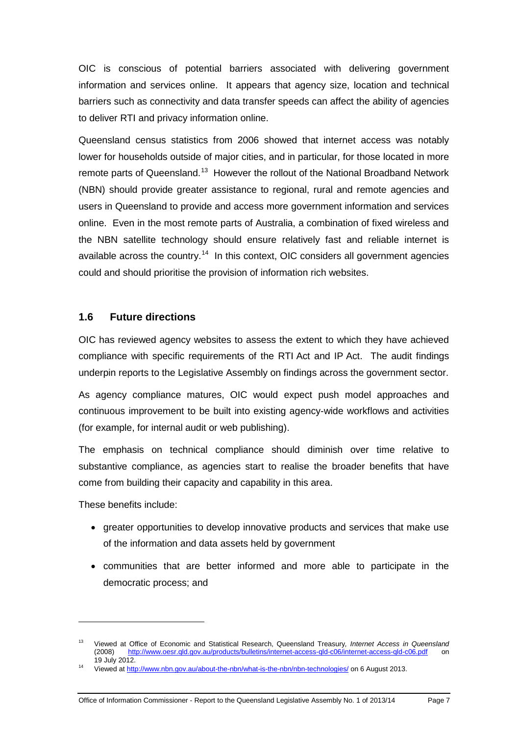OIC is conscious of potential barriers associated with delivering government information and services online. It appears that agency size, location and technical barriers such as connectivity and data transfer speeds can affect the ability of agencies to deliver RTI and privacy information online.

Queensland census statistics from 2006 showed that internet access was notably lower for households outside of major cities, and in particular, for those located in more remote parts of Queensland.[13] However the rollout of the National Broadband Network (NBN) should provide greater assistance to regional, rural and remote agencies and users in Queensland to provide and access more government information and services online. Even in the most remote parts of Australia, a combination of fixed wireless and the NBN satellite technology should ensure relatively fast and reliable internet is available across the country.[14] In this context, OIC considers all government agencies could and should prioritise the provision of information rich websites.

### 1.6 Future directions

OIC has reviewed agency websites to assess the extent to which they have achieved compliance with specific requirements of the RTI Act and IP Act. The audit findings underpin reports to the Legislative Assembly on findings across the government sector.

As agency compliance matures, OIC would expect push model approaches and continuous improvement to be built into existing agency-wide workflows and activities (for example, for internal audit or web publishing).

The emphasis on technical compliance should diminish over time relative to substantive compliance, as agencies start to realise the broader benefits that have come from building their capacity and capability in this area.

These benefits include:

- greater opportunities to develop innovative products and services that make use of the information and data assets held by government
- communities that are better informed and more able to participate in the democratic process; and

---

[13] Viewed at Office of Economic and Statistical Research, Queensland Treasury, *Internet Access in Queensland* (2008) http://www.oesr.qld.gov.au/products/bulletins/internet-access-qld-c06/internet-access-qld-c06.pdf on 19 July 2012.

[14] Viewed at http://www.nbn.gov.au/about-the-nbn/what-is-the-nbn/nbn-technologies/ on 6 August 2013.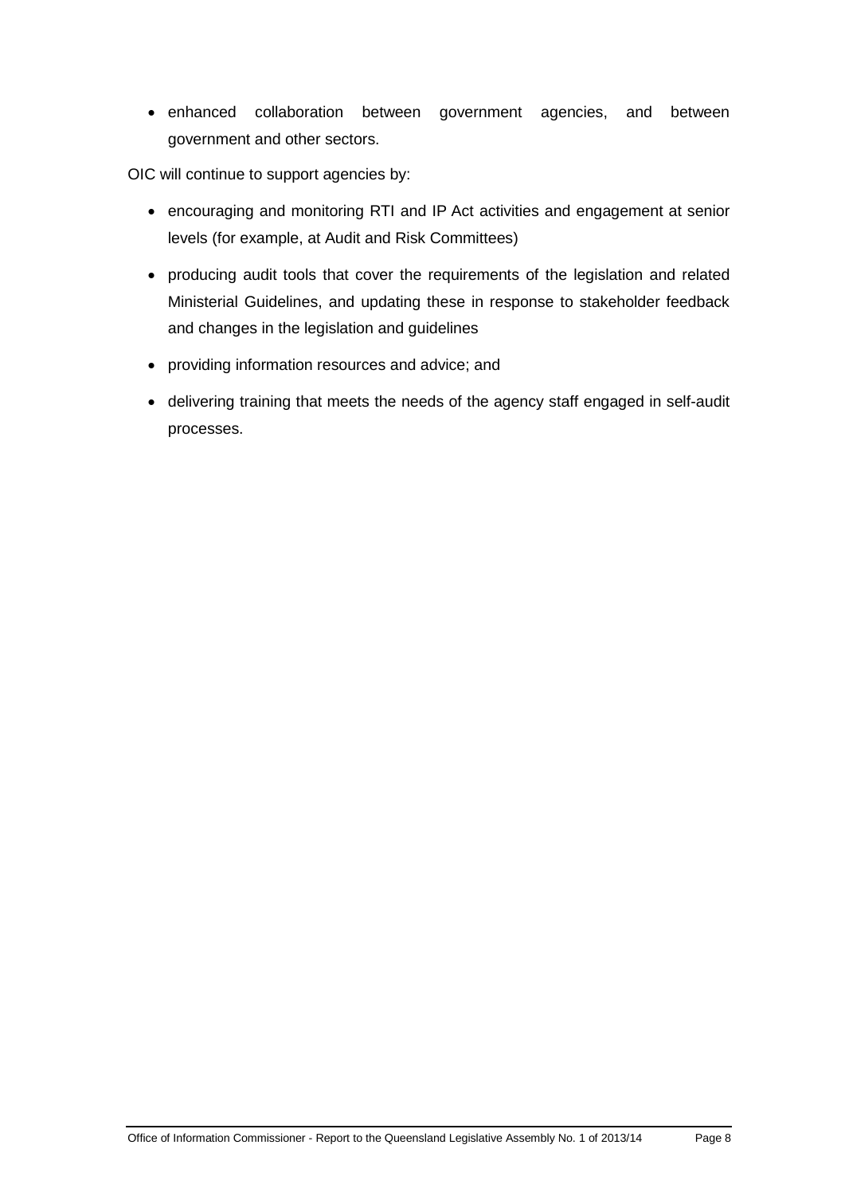- enhanced collaboration between government agencies, and between government and other sectors.

OIC will continue to support agencies by:

- encouraging and monitoring RTI and IP Act activities and engagement at senior levels (for example, at Audit and Risk Committees)
- producing audit tools that cover the requirements of the legislation and related Ministerial Guidelines, and updating these in response to stakeholder feedback and changes in the legislation and guidelines
- providing information resources and advice; and
- delivering training that meets the needs of the agency staff engaged in self-audit processes.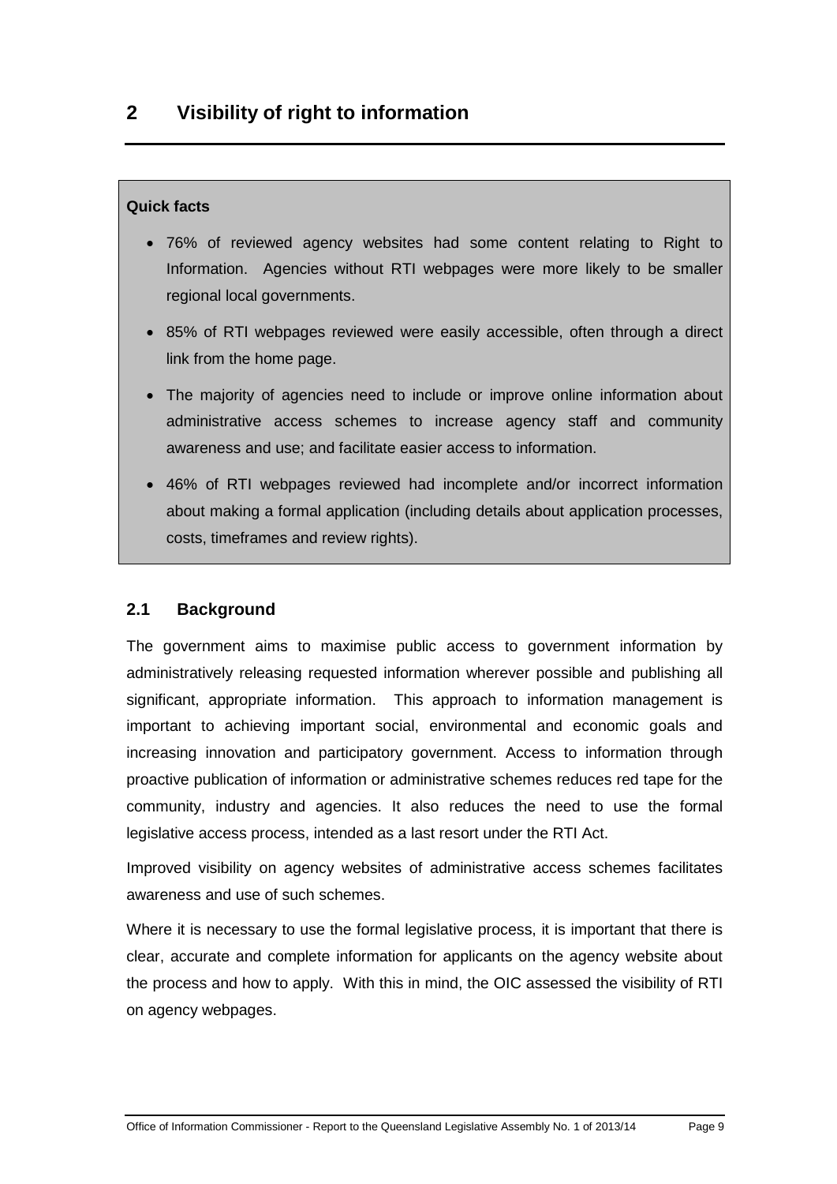# 2 Visibility of right to information

**Quick facts**

- 76% of reviewed agency websites had some content relating to Right to Information. Agencies without RTI webpages were more likely to be smaller regional local governments.
- 85% of RTI webpages reviewed were easily accessible, often through a direct link from the home page.
- The majority of agencies need to include or improve online information about administrative access schemes to increase agency staff and community awareness and use; and facilitate easier access to information.
- 46% of RTI webpages reviewed had incomplete and/or incorrect information about making a formal application (including details about application processes, costs, timeframes and review rights).

## 2.1 Background

The government aims to maximise public access to government information by administratively releasing requested information wherever possible and publishing all significant, appropriate information. This approach to information management is important to achieving important social, environmental and economic goals and increasing innovation and participatory government. Access to information through proactive publication of information or administrative schemes reduces red tape for the community, industry and agencies. It also reduces the need to use the formal legislative access process, intended as a last resort under the RTI Act.

Improved visibility on agency websites of administrative access schemes facilitates awareness and use of such schemes.

Where it is necessary to use the formal legislative process, it is important that there is clear, accurate and complete information for applicants on the agency website about the process and how to apply. With this in mind, the OIC assessed the visibility of RTI on agency webpages.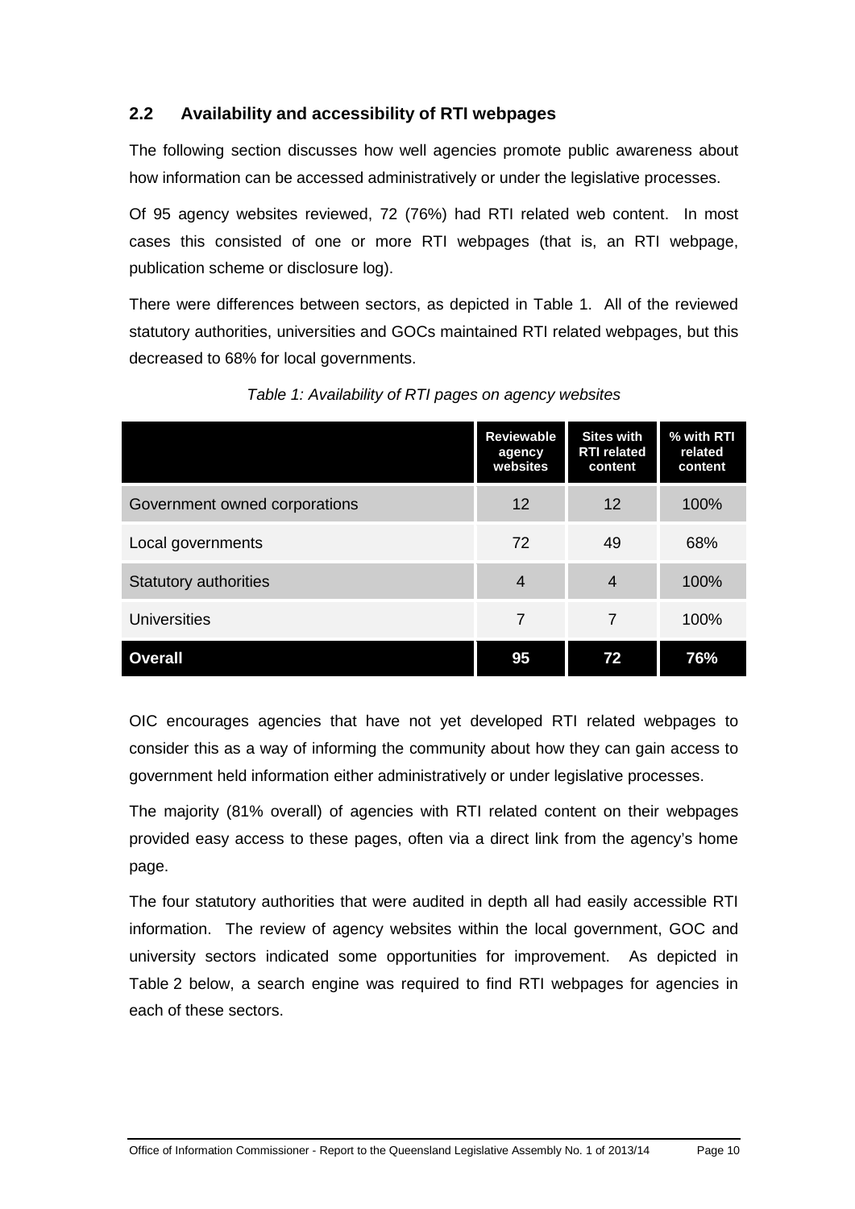## 2.2 Availability and accessibility of RTI webpages

The following section discusses how well agencies promote public awareness about how information can be accessed administratively or under the legislative processes.

Of 95 agency websites reviewed, 72 (76%) had RTI related web content. In most cases this consisted of one or more RTI webpages (that is, an RTI webpage, publication scheme or disclosure log).

There were differences between sectors, as depicted in Table 1. All of the reviewed statutory authorities, universities and GOCs maintained RTI related webpages, but this decreased to 68% for local governments.

*Table 1: Availability of RTI pages on agency websites*

| | Reviewable agency websites | Sites with RTI related content | % with RTI related content |
|---|---|---|---|
| Government owned corporations | 12 | 12 | 100% |
| Local governments | 72 | 49 | 68% |
| Statutory authorities | 4 | 4 | 100% |
| Universities | 7 | 7 | 100% |
| **Overall** | **95** | **72** | **76%** |

OIC encourages agencies that have not yet developed RTI related webpages to consider this as a way of informing the community about how they can gain access to government held information either administratively or under legislative processes.

The majority (81% overall) of agencies with RTI related content on their webpages provided easy access to these pages, often via a direct link from the agency's home page.

The four statutory authorities that were audited in depth all had easily accessible RTI information. The review of agency websites within the local government, GOC and university sectors indicated some opportunities for improvement. As depicted in Table 2 below, a search engine was required to find RTI webpages for agencies in each of these sectors.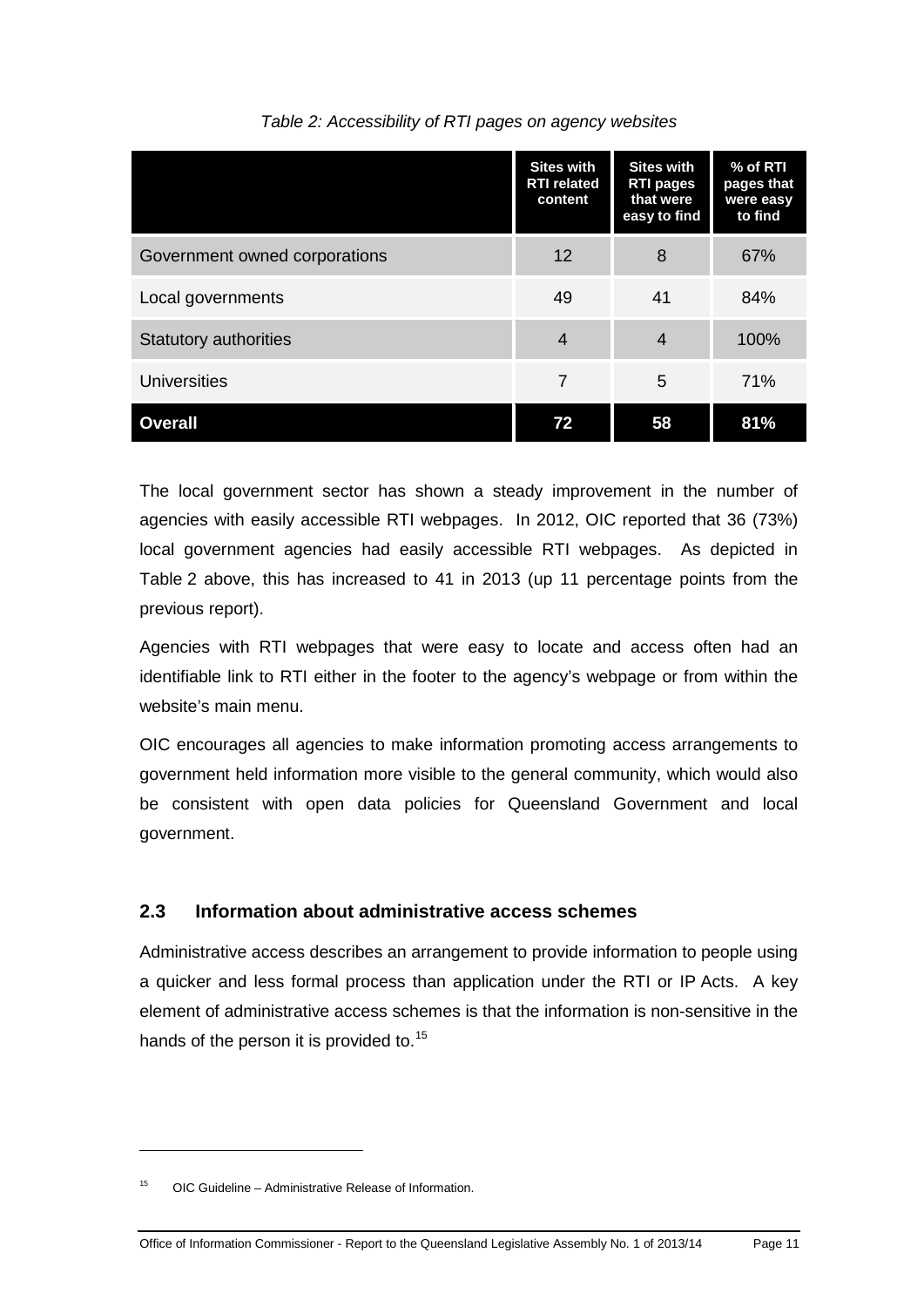*Table 2: Accessibility of RTI pages on agency websites*

| | Sites with RTI related content | Sites with RTI pages that were easy to find | % of RTI pages that were easy to find |
|---|---|---|---|
| Government owned corporations | 12 | 8 | 67% |
| Local governments | 49 | 41 | 84% |
| Statutory authorities | 4 | 4 | 100% |
| Universities | 7 | 5 | 71% |
| **Overall** | **72** | **58** | **81%** |

The local government sector has shown a steady improvement in the number of agencies with easily accessible RTI webpages. In 2012, OIC reported that 36 (73%) local government agencies had easily accessible RTI webpages. As depicted in Table 2 above, this has increased to 41 in 2013 (up 11 percentage points from the previous report).

Agencies with RTI webpages that were easy to locate and access often had an identifiable link to RTI either in the footer to the agency's webpage or from within the website's main menu.

OIC encourages all agencies to make information promoting access arrangements to government held information more visible to the general community, which would also be consistent with open data policies for Queensland Government and local government.

## 2.3 Information about administrative access schemes

Administrative access describes an arrangement to provide information to people using a quicker and less formal process than application under the RTI or IP Acts. A key element of administrative access schemes is that the information is non-sensitive in the hands of the person it is provided to.[15]

[15] OIC Guideline – Administrative Release of Information.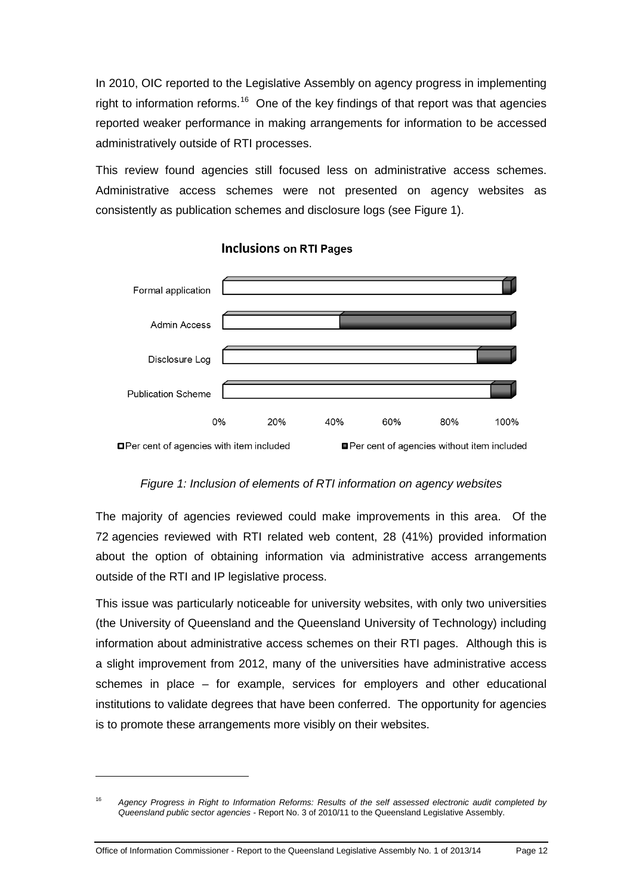In 2010, OIC reported to the Legislative Assembly on agency progress in implementing right to information reforms.[16] One of the key findings of that report was that agencies reported weaker performance in making arrangements for information to be accessed administratively outside of RTI processes.

This review found agencies still focused less on administrative access schemes. Administrative access schemes were not presented on agency websites as consistently as publication schemes and disclosure logs (see Figure 1).

**Inclusions on RTI Pages**

Formal application

Admin Access

Disclosure Log

Publication Scheme

0% 20% 40% 60% 80% 100%

Per cent of agencies with item included    Per cent of agencies without item included

*Figure 1: Inclusion of elements of RTI information on agency websites*

The majority of agencies reviewed could make improvements in this area. Of the 72 agencies reviewed with RTI related web content, 28 (41%) provided information about the option of obtaining information via administrative access arrangements outside of the RTI and IP legislative process.

This issue was particularly noticeable for university websites, with only two universities (the University of Queensland and the Queensland University of Technology) including information about administrative access schemes on their RTI pages. Although this is a slight improvement from 2012, many of the universities have administrative access schemes in place – for example, services for employers and other educational institutions to validate degrees that have been conferred. The opportunity for agencies is to promote these arrangements more visibly on their websites.

---

[16] *Agency Progress in Right to Information Reforms: Results of the self assessed electronic audit completed by Queensland public sector agencies* - Report No. 3 of 2010/11 to the Queensland Legislative Assembly.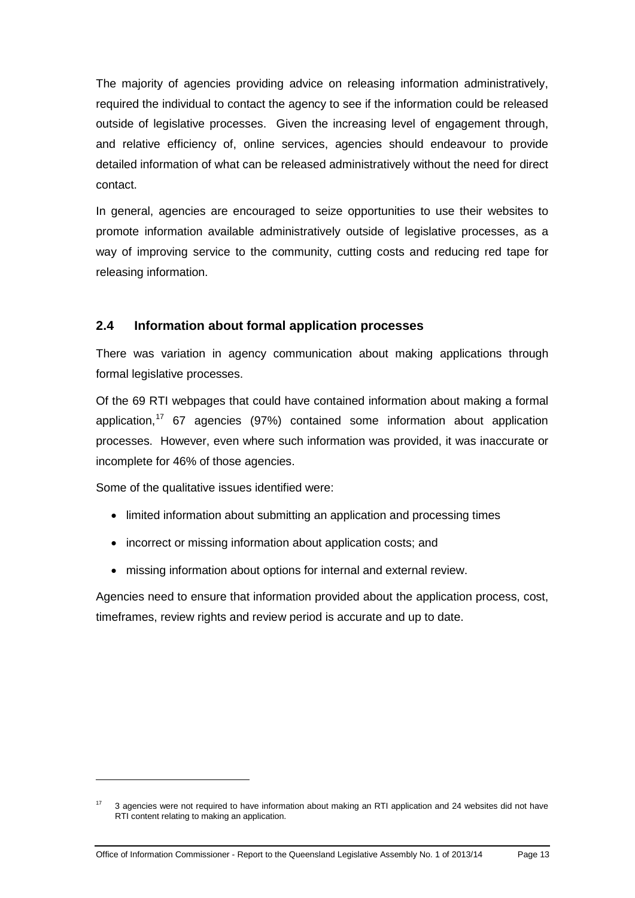The majority of agencies providing advice on releasing information administratively, required the individual to contact the agency to see if the information could be released outside of legislative processes. Given the increasing level of engagement through, and relative efficiency of, online services, agencies should endeavour to provide detailed information of what can be released administratively without the need for direct contact.

In general, agencies are encouraged to seize opportunities to use their websites to promote information available administratively outside of legislative processes, as a way of improving service to the community, cutting costs and reducing red tape for releasing information.

## 2.4 Information about formal application processes

There was variation in agency communication about making applications through formal legislative processes.

Of the 69 RTI webpages that could have contained information about making a formal application,[17] 67 agencies (97%) contained some information about application processes. However, even where such information was provided, it was inaccurate or incomplete for 46% of those agencies.

Some of the qualitative issues identified were:

- limited information about submitting an application and processing times
- incorrect or missing information about application costs; and
- missing information about options for internal and external review.

Agencies need to ensure that information provided about the application process, cost, timeframes, review rights and review period is accurate and up to date.

[17] 3 agencies were not required to have information about making an RTI application and 24 websites did not have RTI content relating to making an application.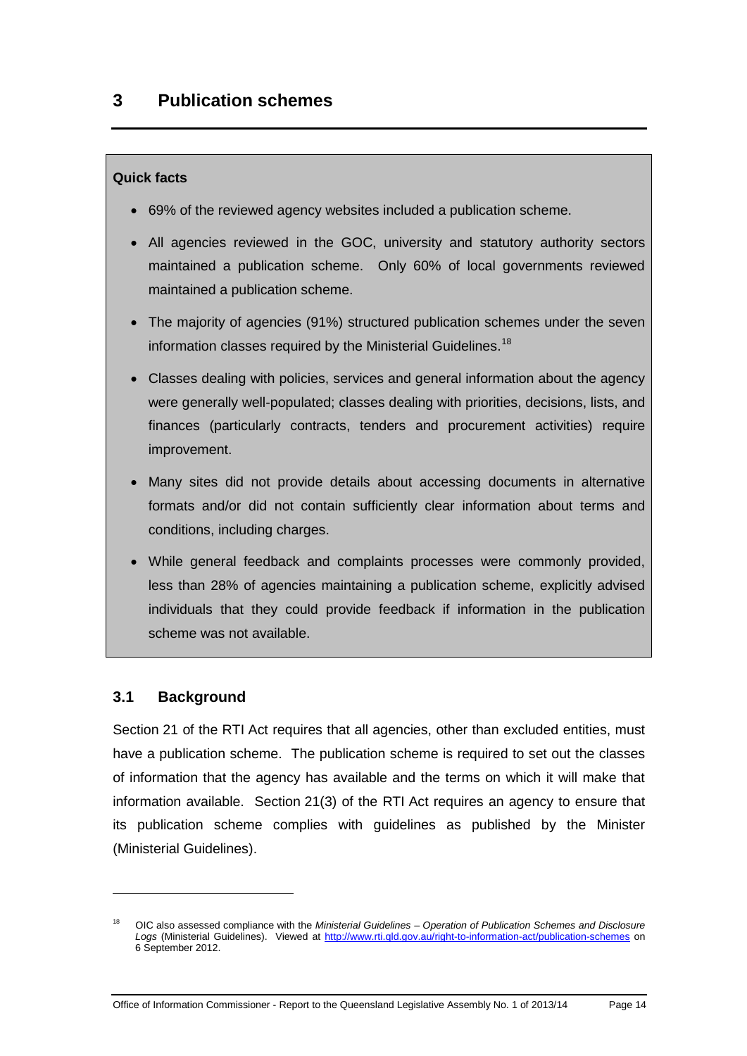## 3 Publication schemes

**Quick facts**

- 69% of the reviewed agency websites included a publication scheme.
- All agencies reviewed in the GOC, university and statutory authority sectors maintained a publication scheme. Only 60% of local governments reviewed maintained a publication scheme.
- The majority of agencies (91%) structured publication schemes under the seven information classes required by the Ministerial Guidelines.[18]
- Classes dealing with policies, services and general information about the agency were generally well-populated; classes dealing with priorities, decisions, lists, and finances (particularly contracts, tenders and procurement activities) require improvement.
- Many sites did not provide details about accessing documents in alternative formats and/or did not contain sufficiently clear information about terms and conditions, including charges.
- While general feedback and complaints processes were commonly provided, less than 28% of agencies maintaining a publication scheme, explicitly advised individuals that they could provide feedback if information in the publication scheme was not available.

### 3.1 Background

Section 21 of the RTI Act requires that all agencies, other than excluded entities, must have a publication scheme. The publication scheme is required to set out the classes of information that the agency has available and the terms on which it will make that information available. Section 21(3) of the RTI Act requires an agency to ensure that its publication scheme complies with guidelines as published by the Minister (Ministerial Guidelines).

---

[18] OIC also assessed compliance with the *Ministerial Guidelines – Operation of Publication Schemes and Disclosure Logs* (Ministerial Guidelines). Viewed at http://www.rti.qld.gov.au/right-to-information-act/publication-schemes on 6 September 2012.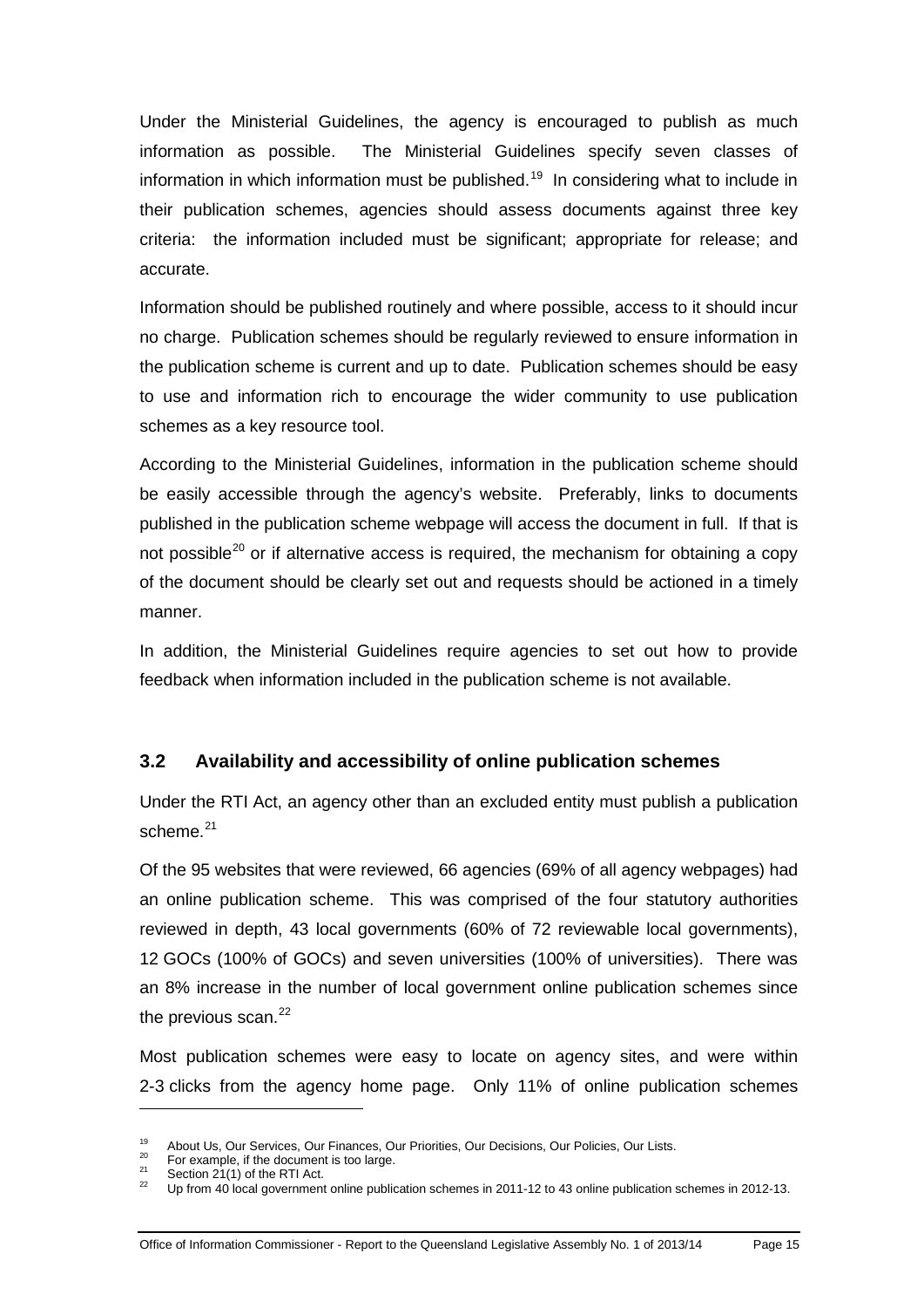Under the Ministerial Guidelines, the agency is encouraged to publish as much information as possible. The Ministerial Guidelines specify seven classes of information in which information must be published.[19] In considering what to include in their publication schemes, agencies should assess documents against three key criteria: the information included must be significant; appropriate for release; and accurate.

Information should be published routinely and where possible, access to it should incur no charge. Publication schemes should be regularly reviewed to ensure information in the publication scheme is current and up to date. Publication schemes should be easy to use and information rich to encourage the wider community to use publication schemes as a key resource tool.

According to the Ministerial Guidelines, information in the publication scheme should be easily accessible through the agency's website. Preferably, links to documents published in the publication scheme webpage will access the document in full. If that is not possible[20] or if alternative access is required, the mechanism for obtaining a copy of the document should be clearly set out and requests should be actioned in a timely manner.

In addition, the Ministerial Guidelines require agencies to set out how to provide feedback when information included in the publication scheme is not available.

### 3.2 Availability and accessibility of online publication schemes

Under the RTI Act, an agency other than an excluded entity must publish a publication scheme.[21]

Of the 95 websites that were reviewed, 66 agencies (69% of all agency webpages) had an online publication scheme. This was comprised of the four statutory authorities reviewed in depth, 43 local governments (60% of 72 reviewable local governments), 12 GOCs (100% of GOCs) and seven universities (100% of universities). There was an 8% increase in the number of local government online publication schemes since the previous scan.[22]

Most publication schemes were easy to locate on agency sites, and were within 2-3 clicks from the agency home page. Only 11% of online publication schemes

---

[19] About Us, Our Services, Our Finances, Our Priorities, Our Decisions, Our Policies, Our Lists.

[20] For example, if the document is too large.

[21] Section 21(1) of the RTI Act.

[22] Up from 40 local government online publication schemes in 2011-12 to 43 online publication schemes in 2012-13.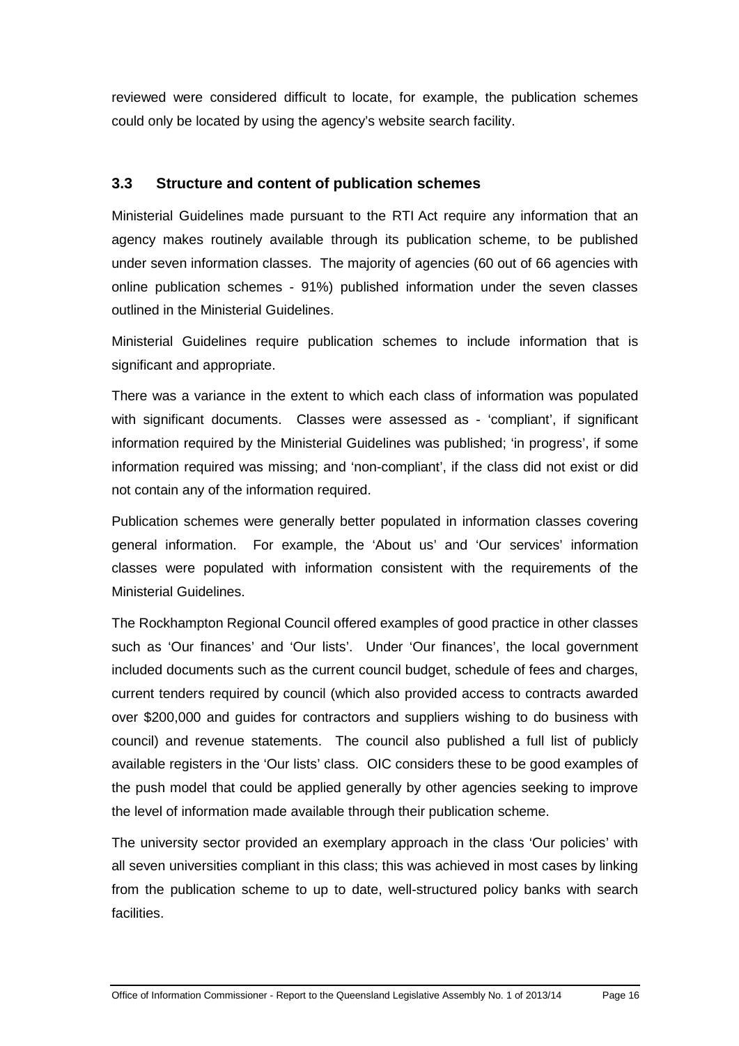reviewed were considered difficult to locate, for example, the publication schemes could only be located by using the agency's website search facility.

### 3.3 Structure and content of publication schemes

Ministerial Guidelines made pursuant to the RTI Act require any information that an agency makes routinely available through its publication scheme, to be published under seven information classes. The majority of agencies (60 out of 66 agencies with online publication schemes - 91%) published information under the seven classes outlined in the Ministerial Guidelines.

Ministerial Guidelines require publication schemes to include information that is significant and appropriate.

There was a variance in the extent to which each class of information was populated with significant documents. Classes were assessed as - 'compliant', if significant information required by the Ministerial Guidelines was published; 'in progress', if some information required was missing; and 'non-compliant', if the class did not exist or did not contain any of the information required.

Publication schemes were generally better populated in information classes covering general information. For example, the 'About us' and 'Our services' information classes were populated with information consistent with the requirements of the Ministerial Guidelines.

The Rockhampton Regional Council offered examples of good practice in other classes such as 'Our finances' and 'Our lists'. Under 'Our finances', the local government included documents such as the current council budget, schedule of fees and charges, current tenders required by council (which also provided access to contracts awarded over $200,000 and guides for contractors and suppliers wishing to do business with council) and revenue statements. The council also published a full list of publicly available registers in the 'Our lists' class. OIC considers these to be good examples of the push model that could be applied generally by other agencies seeking to improve the level of information made available through their publication scheme.

The university sector provided an exemplary approach in the class 'Our policies' with all seven universities compliant in this class; this was achieved in most cases by linking from the publication scheme to up to date, well-structured policy banks with search facilities.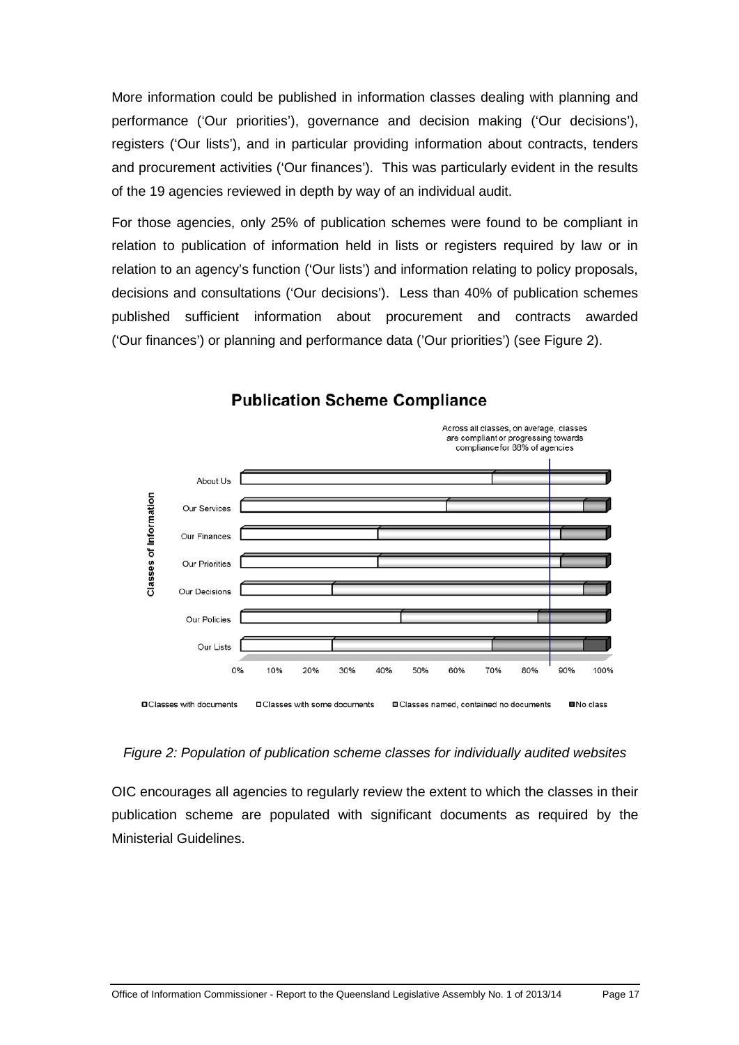More information could be published in information classes dealing with planning and performance ('Our priorities'), governance and decision making ('Our decisions'), registers ('Our lists'), and in particular providing information about contracts, tenders and procurement activities ('Our finances'). This was particularly evident in the results of the 19 agencies reviewed in depth by way of an individual audit.

For those agencies, only 25% of publication schemes were found to be compliant in relation to publication of information held in lists or registers required by law or in relation to an agency's function ('Our lists') and information relating to policy proposals, decisions and consultations ('Our decisions'). Less than 40% of publication schemes published sufficient information about procurement and contracts awarded ('Our finances') or planning and performance data ('Our priorities') (see Figure 2).

**Publication Scheme Compliance**

Across all classes, on average, classes are compliant or progressing towards compliance for 88% of agencies

Classes of Information: About Us, Our Services, Our Finances, Our Priorities, Our Decisions, Our Policies, Our Lists

0% 10% 20% 30% 40% 50% 60% 70% 80% 90% 100%

Classes with documents | Classes with some documents | Classes named, contained no documents | No class

*Figure 2: Population of publication scheme classes for individually audited websites*

OIC encourages all agencies to regularly review the extent to which the classes in their publication scheme are populated with significant documents as required by the Ministerial Guidelines.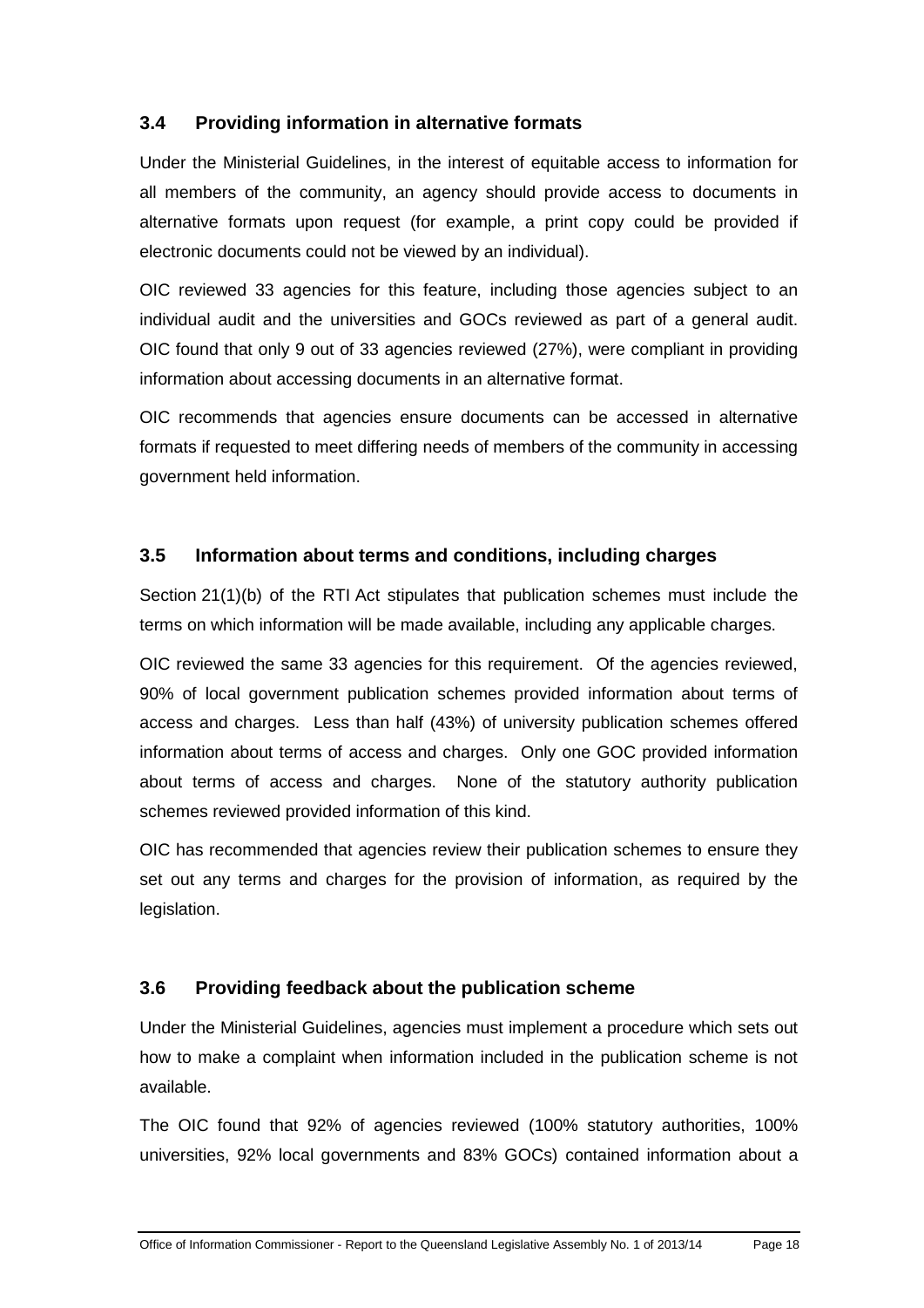### 3.4 Providing information in alternative formats

Under the Ministerial Guidelines, in the interest of equitable access to information for all members of the community, an agency should provide access to documents in alternative formats upon request (for example, a print copy could be provided if electronic documents could not be viewed by an individual).

OIC reviewed 33 agencies for this feature, including those agencies subject to an individual audit and the universities and GOCs reviewed as part of a general audit. OIC found that only 9 out of 33 agencies reviewed (27%), were compliant in providing information about accessing documents in an alternative format.

OIC recommends that agencies ensure documents can be accessed in alternative formats if requested to meet differing needs of members of the community in accessing government held information.

### 3.5 Information about terms and conditions, including charges

Section 21(1)(b) of the RTI Act stipulates that publication schemes must include the terms on which information will be made available, including any applicable charges.

OIC reviewed the same 33 agencies for this requirement. Of the agencies reviewed, 90% of local government publication schemes provided information about terms of access and charges. Less than half (43%) of university publication schemes offered information about terms of access and charges. Only one GOC provided information about terms of access and charges. None of the statutory authority publication schemes reviewed provided information of this kind.

OIC has recommended that agencies review their publication schemes to ensure they set out any terms and charges for the provision of information, as required by the legislation.

### 3.6 Providing feedback about the publication scheme

Under the Ministerial Guidelines, agencies must implement a procedure which sets out how to make a complaint when information included in the publication scheme is not available.

The OIC found that 92% of agencies reviewed (100% statutory authorities, 100% universities, 92% local governments and 83% GOCs) contained information about a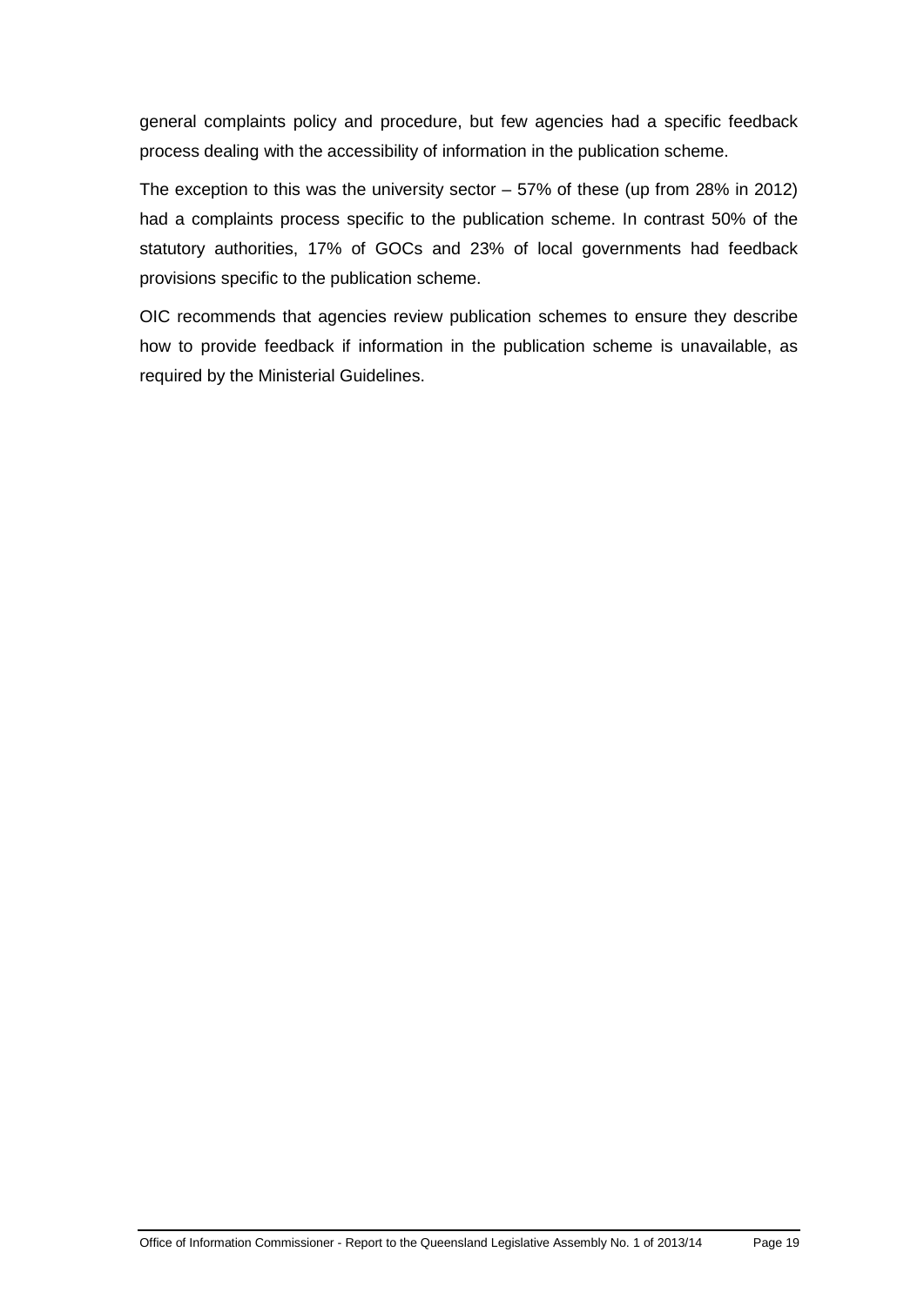general complaints policy and procedure, but few agencies had a specific feedback process dealing with the accessibility of information in the publication scheme.

The exception to this was the university sector – 57% of these (up from 28% in 2012) had a complaints process specific to the publication scheme. In contrast 50% of the statutory authorities, 17% of GOCs and 23% of local governments had feedback provisions specific to the publication scheme.

OIC recommends that agencies review publication schemes to ensure they describe how to provide feedback if information in the publication scheme is unavailable, as required by the Ministerial Guidelines.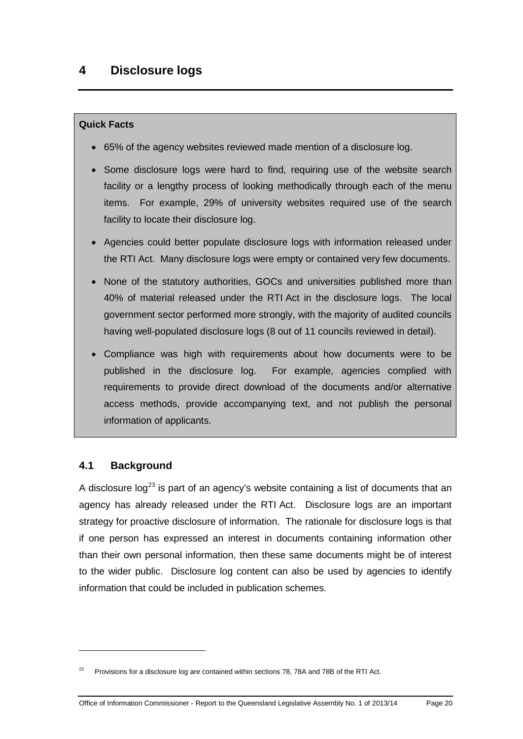# 4 Disclosure logs

**Quick Facts**

- 65% of the agency websites reviewed made mention of a disclosure log.
- Some disclosure logs were hard to find, requiring use of the website search facility or a lengthy process of looking methodically through each of the menu items. For example, 29% of university websites required use of the search facility to locate their disclosure log.
- Agencies could better populate disclosure logs with information released under the RTI Act. Many disclosure logs were empty or contained very few documents.
- None of the statutory authorities, GOCs and universities published more than 40% of material released under the RTI Act in the disclosure logs. The local government sector performed more strongly, with the majority of audited councils having well-populated disclosure logs (8 out of 11 councils reviewed in detail).
- Compliance was high with requirements about how documents were to be published in the disclosure log. For example, agencies complied with requirements to provide direct download of the documents and/or alternative access methods, provide accompanying text, and not publish the personal information of applicants.

## 4.1 Background

A disclosure log[23] is part of an agency's website containing a list of documents that an agency has already released under the RTI Act. Disclosure logs are an important strategy for proactive disclosure of information. The rationale for disclosure logs is that if one person has expressed an interest in documents containing information other than their own personal information, then these same documents might be of interest to the wider public. Disclosure log content can also be used by agencies to identify information that could be included in publication schemes.

[23] Provisions for a disclosure log are contained within sections 78, 78A and 78B of the RTI Act.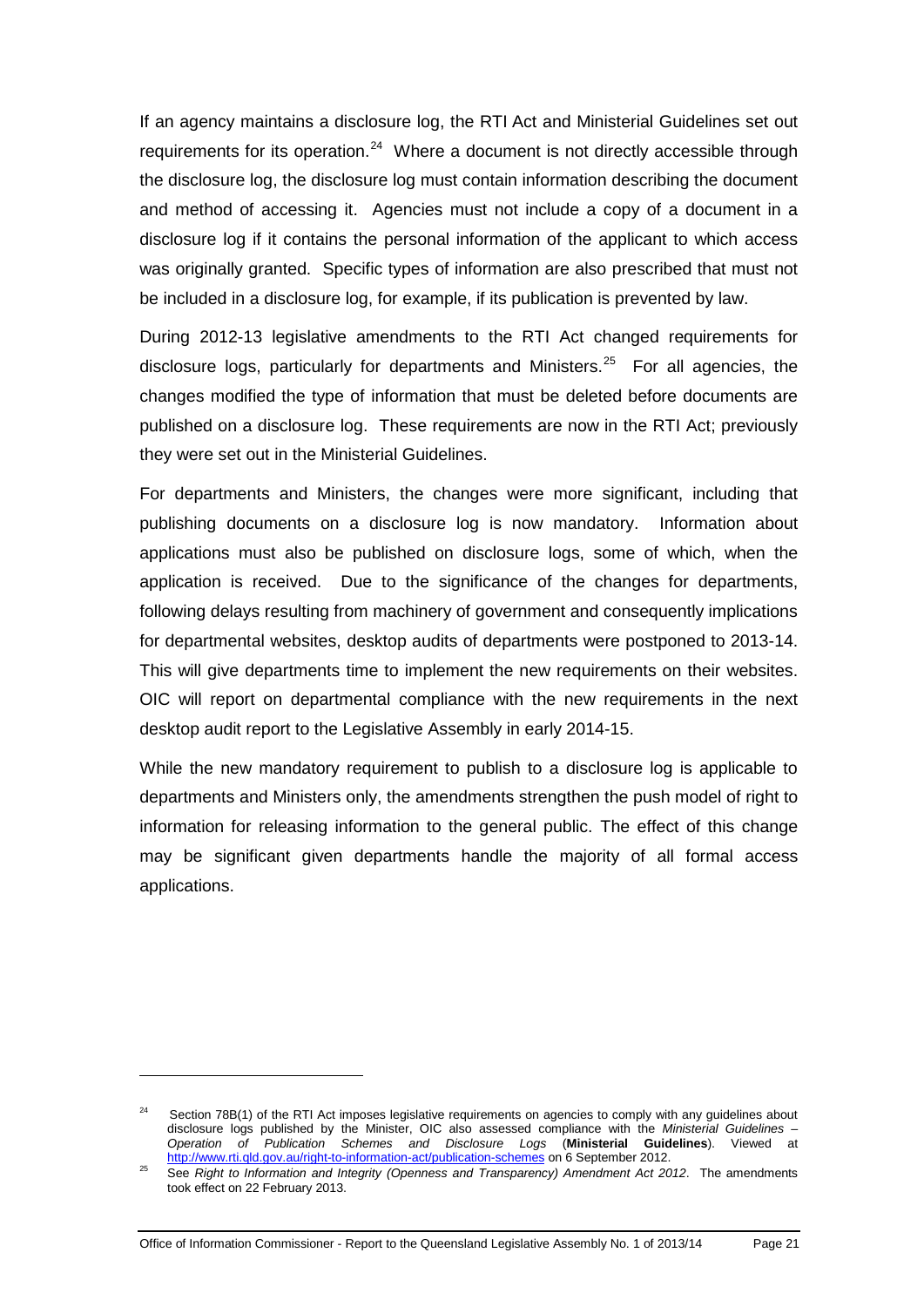If an agency maintains a disclosure log, the RTI Act and Ministerial Guidelines set out requirements for its operation.[24] Where a document is not directly accessible through the disclosure log, the disclosure log must contain information describing the document and method of accessing it. Agencies must not include a copy of a document in a disclosure log if it contains the personal information of the applicant to which access was originally granted. Specific types of information are also prescribed that must not be included in a disclosure log, for example, if its publication is prevented by law.

During 2012-13 legislative amendments to the RTI Act changed requirements for disclosure logs, particularly for departments and Ministers.[25] For all agencies, the changes modified the type of information that must be deleted before documents are published on a disclosure log. These requirements are now in the RTI Act; previously they were set out in the Ministerial Guidelines.

For departments and Ministers, the changes were more significant, including that publishing documents on a disclosure log is now mandatory. Information about applications must also be published on disclosure logs, some of which, when the application is received. Due to the significance of the changes for departments, following delays resulting from machinery of government and consequently implications for departmental websites, desktop audits of departments were postponed to 2013-14. This will give departments time to implement the new requirements on their websites. OIC will report on departmental compliance with the new requirements in the next desktop audit report to the Legislative Assembly in early 2014-15.

While the new mandatory requirement to publish to a disclosure log is applicable to departments and Ministers only, the amendments strengthen the push model of right to information for releasing information to the general public. The effect of this change may be significant given departments handle the majority of all formal access applications.

---

[24] Section 78B(1) of the RTI Act imposes legislative requirements on agencies to comply with any guidelines about disclosure logs published by the Minister, OIC also assessed compliance with the *Ministerial Guidelines – Operation of Publication Schemes and Disclosure Logs* (**Ministerial Guidelines**). Viewed at http://www.rti.qld.gov.au/right-to-information-act/publication-schemes on 6 September 2012.

[25] See *Right to Information and Integrity (Openness and Transparency) Amendment Act 2012*. The amendments took effect on 22 February 2013.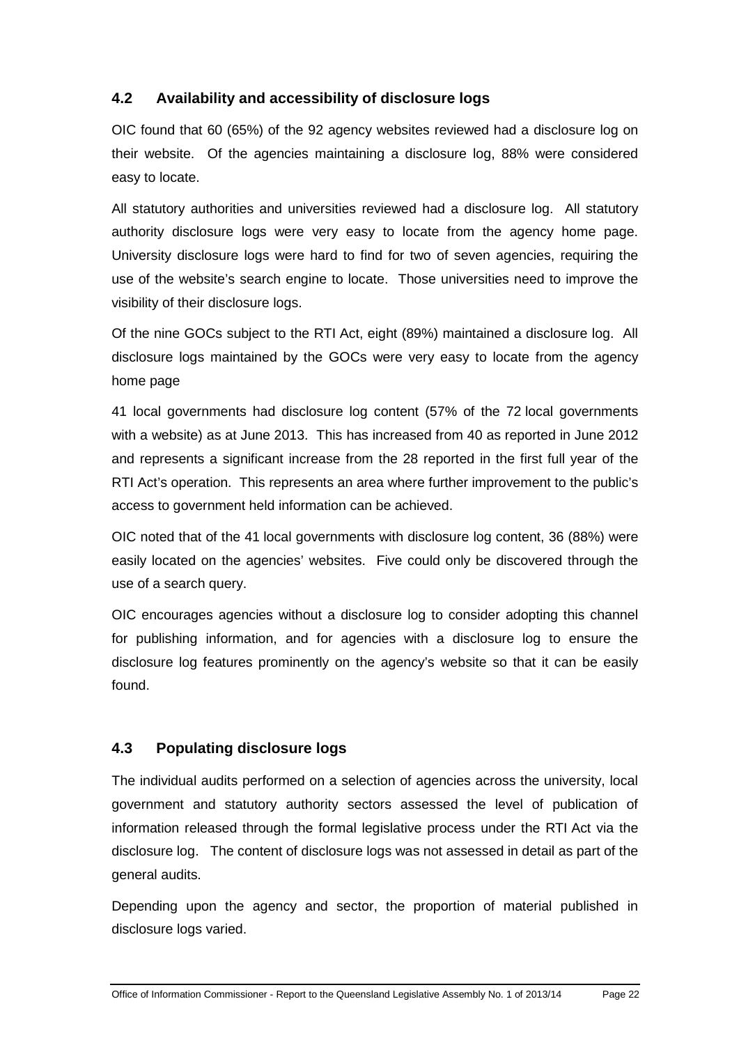## 4.2 Availability and accessibility of disclosure logs

OIC found that 60 (65%) of the 92 agency websites reviewed had a disclosure log on their website. Of the agencies maintaining a disclosure log, 88% were considered easy to locate.

All statutory authorities and universities reviewed had a disclosure log. All statutory authority disclosure logs were very easy to locate from the agency home page. University disclosure logs were hard to find for two of seven agencies, requiring the use of the website's search engine to locate. Those universities need to improve the visibility of their disclosure logs.

Of the nine GOCs subject to the RTI Act, eight (89%) maintained a disclosure log. All disclosure logs maintained by the GOCs were very easy to locate from the agency home page

41 local governments had disclosure log content (57% of the 72 local governments with a website) as at June 2013. This has increased from 40 as reported in June 2012 and represents a significant increase from the 28 reported in the first full year of the RTI Act's operation. This represents an area where further improvement to the public's access to government held information can be achieved.

OIC noted that of the 41 local governments with disclosure log content, 36 (88%) were easily located on the agencies' websites. Five could only be discovered through the use of a search query.

OIC encourages agencies without a disclosure log to consider adopting this channel for publishing information, and for agencies with a disclosure log to ensure the disclosure log features prominently on the agency's website so that it can be easily found.

## 4.3 Populating disclosure logs

The individual audits performed on a selection of agencies across the university, local government and statutory authority sectors assessed the level of publication of information released through the formal legislative process under the RTI Act via the disclosure log. The content of disclosure logs was not assessed in detail as part of the general audits.

Depending upon the agency and sector, the proportion of material published in disclosure logs varied.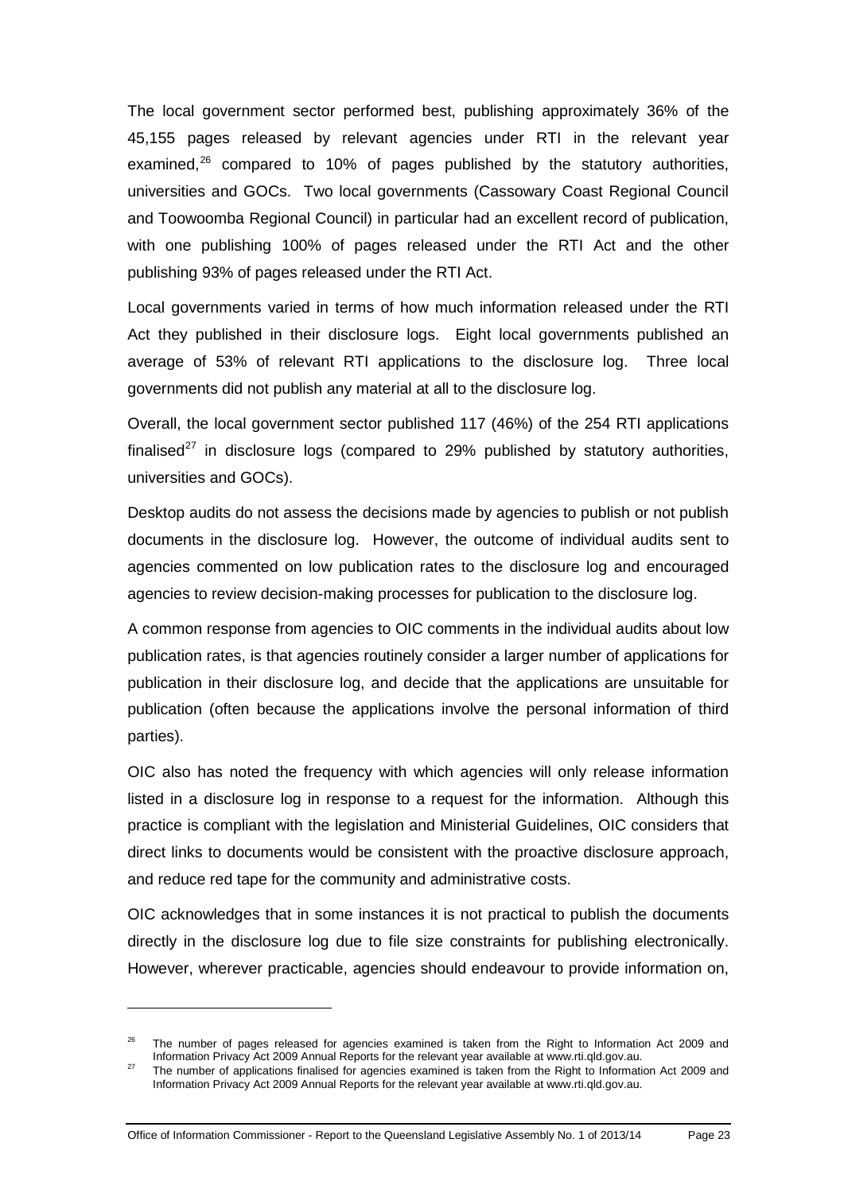The local government sector performed best, publishing approximately 36% of the 45,155 pages released by relevant agencies under RTI in the relevant year examined,[26] compared to 10% of pages published by the statutory authorities, universities and GOCs. Two local governments (Cassowary Coast Regional Council and Toowoomba Regional Council) in particular had an excellent record of publication, with one publishing 100% of pages released under the RTI Act and the other publishing 93% of pages released under the RTI Act.

Local governments varied in terms of how much information released under the RTI Act they published in their disclosure logs. Eight local governments published an average of 53% of relevant RTI applications to the disclosure log. Three local governments did not publish any material at all to the disclosure log.

Overall, the local government sector published 117 (46%) of the 254 RTI applications finalised[27] in disclosure logs (compared to 29% published by statutory authorities, universities and GOCs).

Desktop audits do not assess the decisions made by agencies to publish or not publish documents in the disclosure log. However, the outcome of individual audits sent to agencies commented on low publication rates to the disclosure log and encouraged agencies to review decision-making processes for publication to the disclosure log.

A common response from agencies to OIC comments in the individual audits about low publication rates, is that agencies routinely consider a larger number of applications for publication in their disclosure log, and decide that the applications are unsuitable for publication (often because the applications involve the personal information of third parties).

OIC also has noted the frequency with which agencies will only release information listed in a disclosure log in response to a request for the information. Although this practice is compliant with the legislation and Ministerial Guidelines, OIC considers that direct links to documents would be consistent with the proactive disclosure approach, and reduce red tape for the community and administrative costs.

OIC acknowledges that in some instances it is not practical to publish the documents directly in the disclosure log due to file size constraints for publishing electronically. However, wherever practicable, agencies should endeavour to provide information on,

[26] The number of pages released for agencies examined is taken from the Right to Information Act 2009 and Information Privacy Act 2009 Annual Reports for the relevant year available at www.rti.qld.gov.au.

[27] The number of applications finalised for agencies examined is taken from the Right to Information Act 2009 and Information Privacy Act 2009 Annual Reports for the relevant year available at www.rti.qld.gov.au.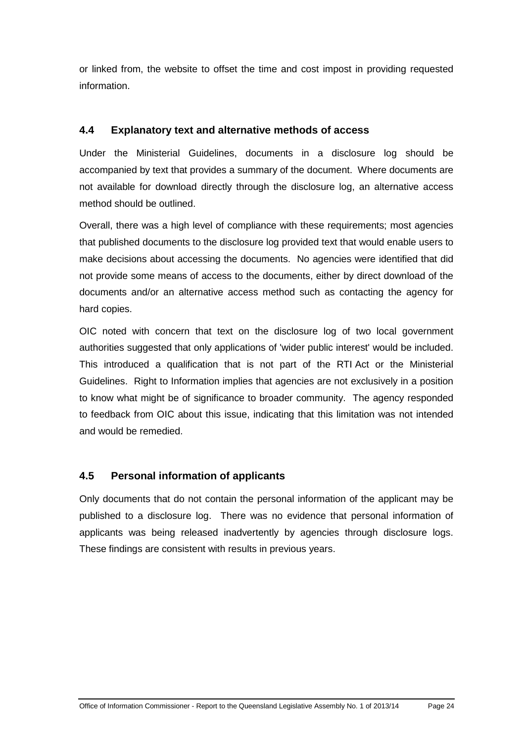or linked from, the website to offset the time and cost impost in providing requested information.

### 4.4 Explanatory text and alternative methods of access

Under the Ministerial Guidelines, documents in a disclosure log should be accompanied by text that provides a summary of the document. Where documents are not available for download directly through the disclosure log, an alternative access method should be outlined.

Overall, there was a high level of compliance with these requirements; most agencies that published documents to the disclosure log provided text that would enable users to make decisions about accessing the documents. No agencies were identified that did not provide some means of access to the documents, either by direct download of the documents and/or an alternative access method such as contacting the agency for hard copies.

OIC noted with concern that text on the disclosure log of two local government authorities suggested that only applications of 'wider public interest' would be included. This introduced a qualification that is not part of the RTI Act or the Ministerial Guidelines. Right to Information implies that agencies are not exclusively in a position to know what might be of significance to broader community. The agency responded to feedback from OIC about this issue, indicating that this limitation was not intended and would be remedied.

### 4.5 Personal information of applicants

Only documents that do not contain the personal information of the applicant may be published to a disclosure log. There was no evidence that personal information of applicants was being released inadvertently by agencies through disclosure logs. These findings are consistent with results in previous years.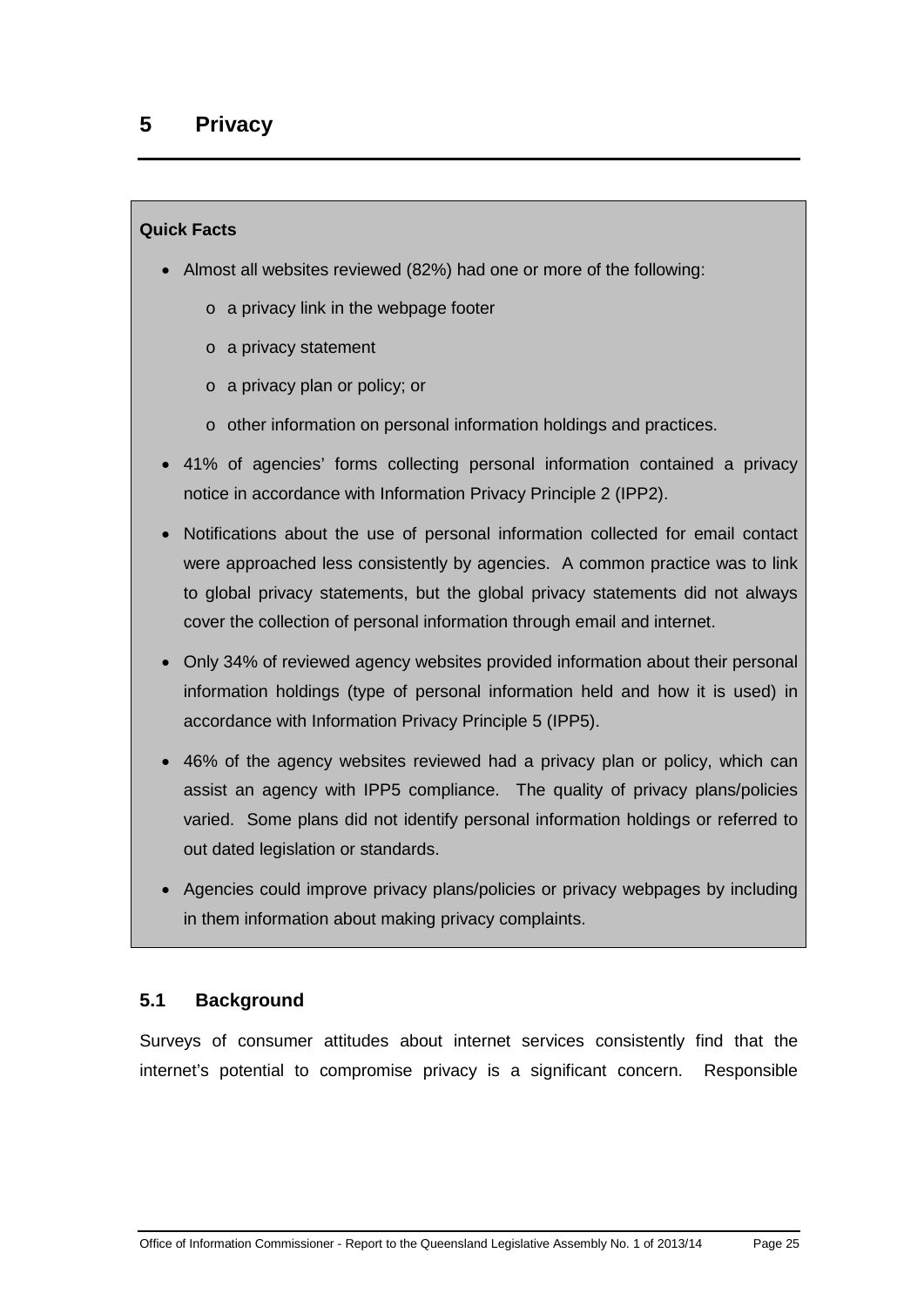# 5 Privacy

**Quick Facts**

- Almost all websites reviewed (82%) had one or more of the following:
  - a privacy link in the webpage footer
  - a privacy statement
  - a privacy plan or policy; or
  - other information on personal information holdings and practices.
- 41% of agencies' forms collecting personal information contained a privacy notice in accordance with Information Privacy Principle 2 (IPP2).
- Notifications about the use of personal information collected for email contact were approached less consistently by agencies. A common practice was to link to global privacy statements, but the global privacy statements did not always cover the collection of personal information through email and internet.
- Only 34% of reviewed agency websites provided information about their personal information holdings (type of personal information held and how it is used) in accordance with Information Privacy Principle 5 (IPP5).
- 46% of the agency websites reviewed had a privacy plan or policy, which can assist an agency with IPP5 compliance. The quality of privacy plans/policies varied. Some plans did not identify personal information holdings or referred to out dated legislation or standards.
- Agencies could improve privacy plans/policies or privacy webpages by including in them information about making privacy complaints.

## 5.1 Background

Surveys of consumer attitudes about internet services consistently find that the internet's potential to compromise privacy is a significant concern. Responsible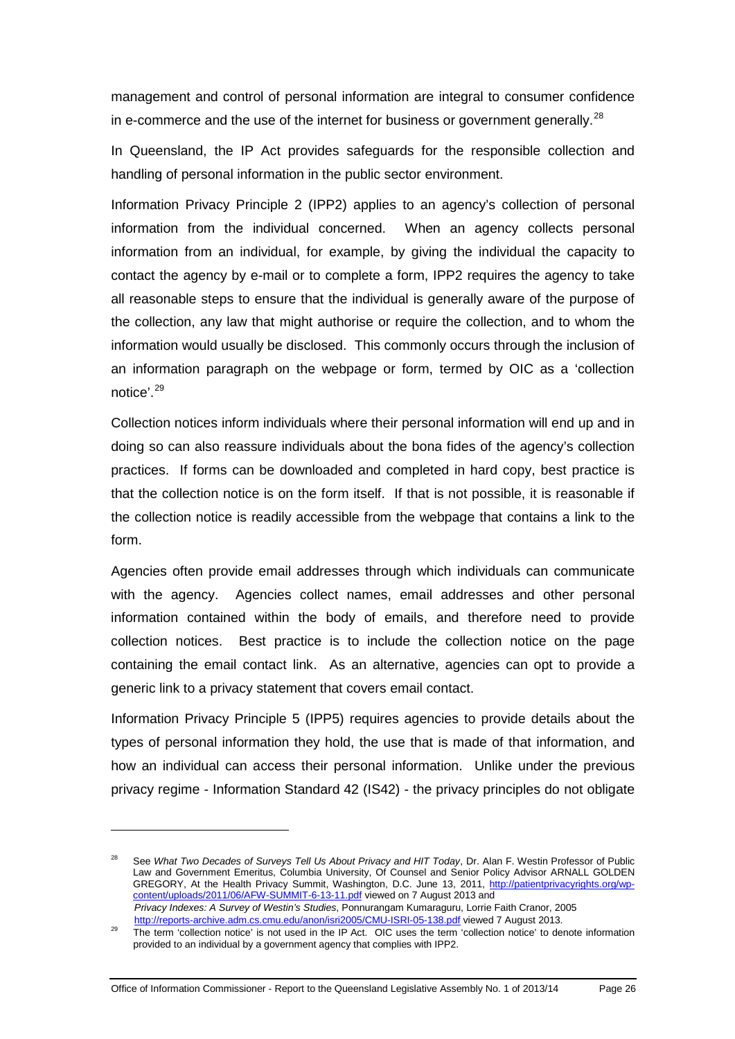management and control of personal information are integral to consumer confidence in e-commerce and the use of the internet for business or government generally.[28]

In Queensland, the IP Act provides safeguards for the responsible collection and handling of personal information in the public sector environment.

Information Privacy Principle 2 (IPP2) applies to an agency's collection of personal information from the individual concerned. When an agency collects personal information from an individual, for example, by giving the individual the capacity to contact the agency by e-mail or to complete a form, IPP2 requires the agency to take all reasonable steps to ensure that the individual is generally aware of the purpose of the collection, any law that might authorise or require the collection, and to whom the information would usually be disclosed. This commonly occurs through the inclusion of an information paragraph on the webpage or form, termed by OIC as a 'collection notice'.[29]

Collection notices inform individuals where their personal information will end up and in doing so can also reassure individuals about the bona fides of the agency's collection practices. If forms can be downloaded and completed in hard copy, best practice is that the collection notice is on the form itself. If that is not possible, it is reasonable if the collection notice is readily accessible from the webpage that contains a link to the form.

Agencies often provide email addresses through which individuals can communicate with the agency. Agencies collect names, email addresses and other personal information contained within the body of emails, and therefore need to provide collection notices. Best practice is to include the collection notice on the page containing the email contact link. As an alternative, agencies can opt to provide a generic link to a privacy statement that covers email contact.

Information Privacy Principle 5 (IPP5) requires agencies to provide details about the types of personal information they hold, the use that is made of that information, and how an individual can access their personal information. Unlike under the previous privacy regime - Information Standard 42 (IS42) - the privacy principles do not obligate

---

[28] See *What Two Decades of Surveys Tell Us About Privacy and HIT Today*, Dr. Alan F. Westin Professor of Public Law and Government Emeritus, Columbia University, Of Counsel and Senior Policy Advisor ARNALL GOLDEN GREGORY, At the Health Privacy Summit, Washington, D.C. June 13, 2011, http://patientprivacyrights.org/wp-content/uploads/2011/06/AFW-SUMMIT-6-13-11.pdf viewed on 7 August 2013 and *Privacy Indexes: A Survey of Westin's Studies*, Ponnurangam Kumaraguru, Lorrie Faith Cranor, 2005 http://reports-archive.adm.cs.cmu.edu/anon/isri2005/CMU-ISRI-05-138.pdf viewed 7 August 2013.

[29] The term 'collection notice' is not used in the IP Act. OIC uses the term 'collection notice' to denote information provided to an individual by a government agency that complies with IPP2.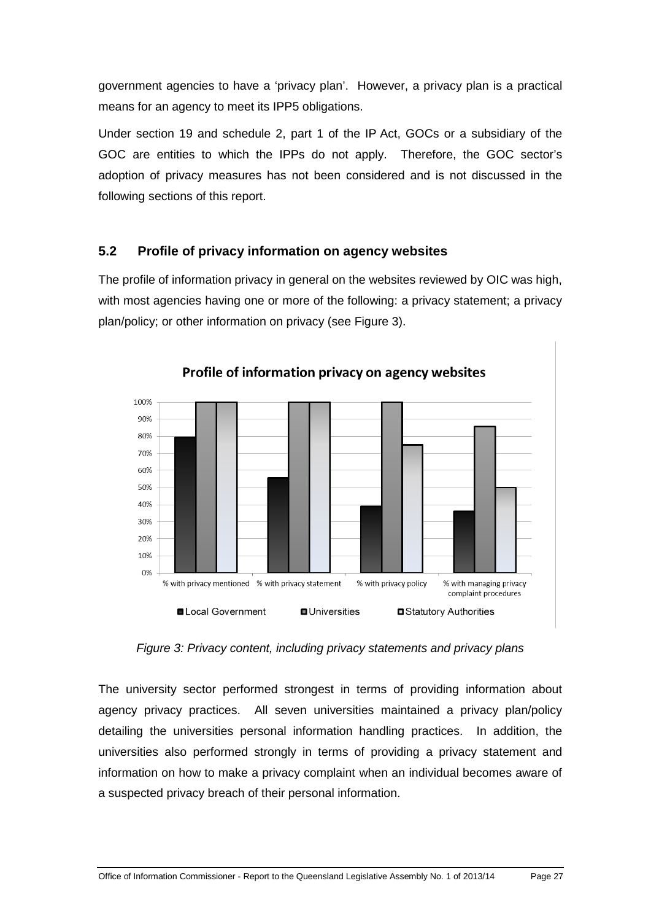government agencies to have a 'privacy plan'. However, a privacy plan is a practical means for an agency to meet its IPP5 obligations.

Under section 19 and schedule 2, part 1 of the IP Act, GOCs or a subsidiary of the GOC are entities to which the IPPs do not apply. Therefore, the GOC sector's adoption of privacy measures has not been considered and is not discussed in the following sections of this report.

## 5.2 Profile of privacy information on agency websites

The profile of information privacy in general on the websites reviewed by OIC was high, with most agencies having one or more of the following: a privacy statement; a privacy plan/policy; or other information on privacy (see Figure 3).

**Profile of information privacy on agency websites**

| | % with privacy mentioned | % with privacy statement | % with privacy policy | % with managing privacy complaint procedures |
|---|---|---|---|---|
| Local Government | ~79% | ~55% | ~39% | ~36% |
| Universities | 100% | 100% | 100% | ~86% |
| Statutory Authorities | 100% | 100% | ~75% | ~50% |

*Figure 3: Privacy content, including privacy statements and privacy plans*

The university sector performed strongest in terms of providing information about agency privacy practices. All seven universities maintained a privacy plan/policy detailing the universities personal information handling practices. In addition, the universities also performed strongly in terms of providing a privacy statement and information on how to make a privacy complaint when an individual becomes aware of a suspected privacy breach of their personal information.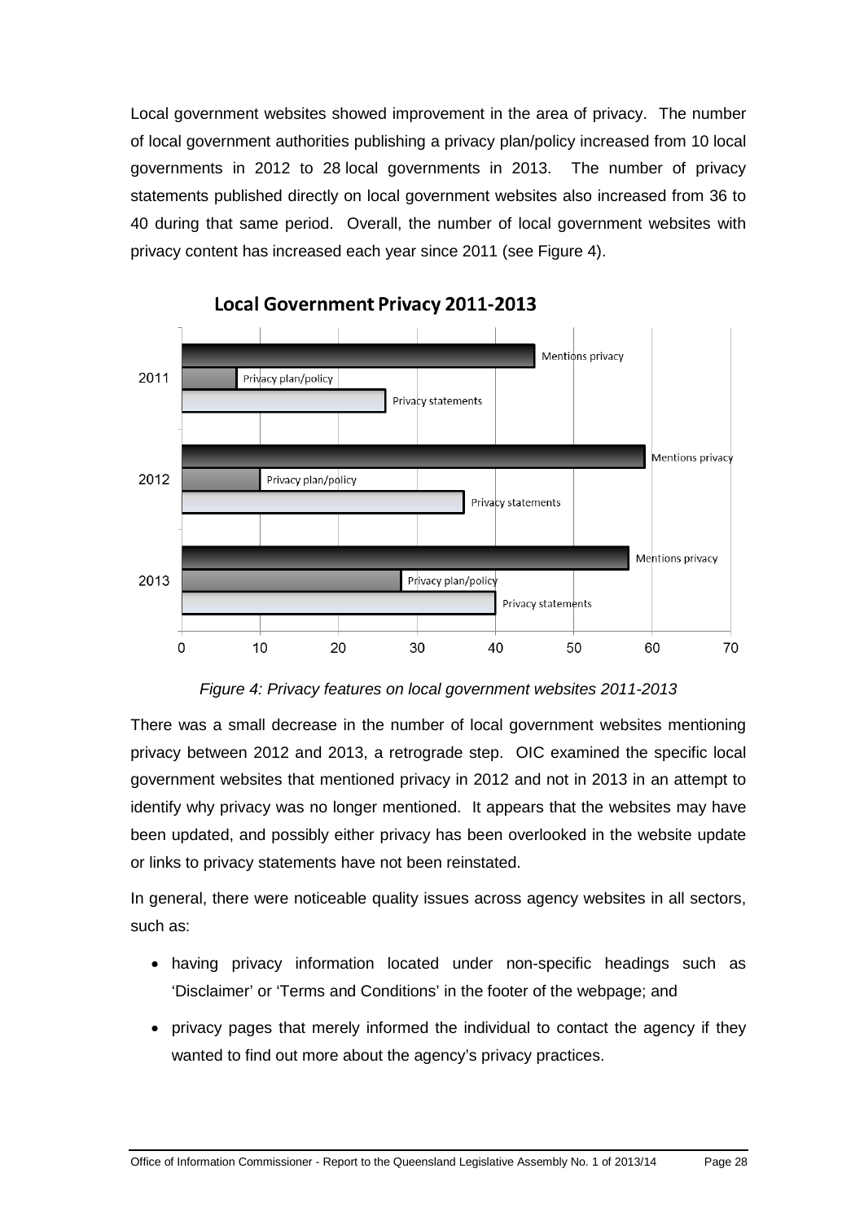Local government websites showed improvement in the area of privacy. The number of local government authorities publishing a privacy plan/policy increased from 10 local governments in 2012 to 28 local governments in 2013. The number of privacy statements published directly on local government websites also increased from 36 to 40 during that same period. Overall, the number of local government websites with privacy content has increased each year since 2011 (see Figure 4).

*Figure 4: Privacy features on local government websites 2011-2013*

There was a small decrease in the number of local government websites mentioning privacy between 2012 and 2013, a retrograde step. OIC examined the specific local government websites that mentioned privacy in 2012 and not in 2013 in an attempt to identify why privacy was no longer mentioned. It appears that the websites may have been updated, and possibly either privacy has been overlooked in the website update or links to privacy statements have not been reinstated.

In general, there were noticeable quality issues across agency websites in all sectors, such as:

- having privacy information located under non-specific headings such as 'Disclaimer' or 'Terms and Conditions' in the footer of the webpage; and
- privacy pages that merely informed the individual to contact the agency if they wanted to find out more about the agency's privacy practices.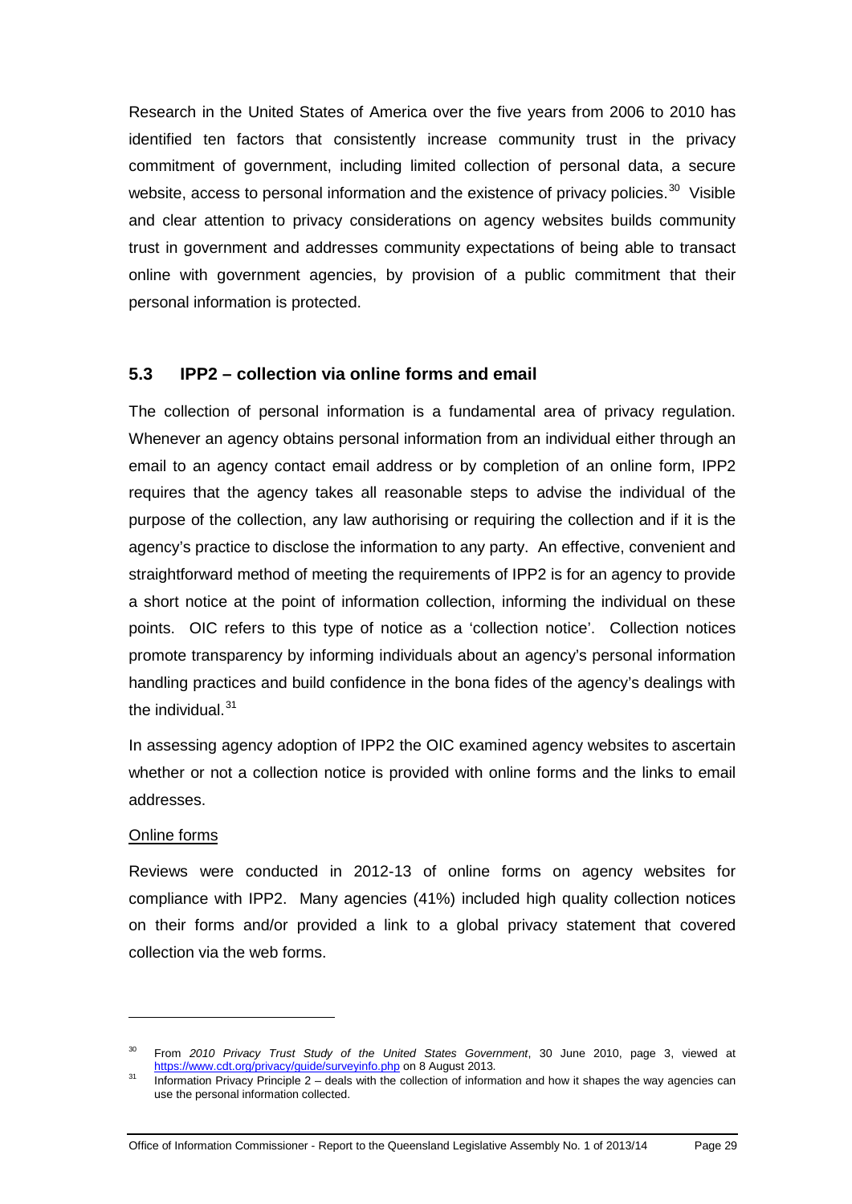Research in the United States of America over the five years from 2006 to 2010 has identified ten factors that consistently increase community trust in the privacy commitment of government, including limited collection of personal data, a secure website, access to personal information and the existence of privacy policies.[30] Visible and clear attention to privacy considerations on agency websites builds community trust in government and addresses community expectations of being able to transact online with government agencies, by provision of a public commitment that their personal information is protected.

### 5.3 IPP2 – collection via online forms and email

The collection of personal information is a fundamental area of privacy regulation. Whenever an agency obtains personal information from an individual either through an email to an agency contact email address or by completion of an online form, IPP2 requires that the agency takes all reasonable steps to advise the individual of the purpose of the collection, any law authorising or requiring the collection and if it is the agency's practice to disclose the information to any party. An effective, convenient and straightforward method of meeting the requirements of IPP2 is for an agency to provide a short notice at the point of information collection, informing the individual on these points. OIC refers to this type of notice as a 'collection notice'. Collection notices promote transparency by informing individuals about an agency's personal information handling practices and build confidence in the bona fides of the agency's dealings with the individual.[31]

In assessing agency adoption of IPP2 the OIC examined agency websites to ascertain whether or not a collection notice is provided with online forms and the links to email addresses.

Online forms

Reviews were conducted in 2012-13 of online forms on agency websites for compliance with IPP2. Many agencies (41%) included high quality collection notices on their forms and/or provided a link to a global privacy statement that covered collection via the web forms.

---

[30] From *2010 Privacy Trust Study of the United States Government*, 30 June 2010, page 3, viewed at https://www.cdt.org/privacy/guide/surveyinfo.php on 8 August 2013.

[31] Information Privacy Principle 2 – deals with the collection of information and how it shapes the way agencies can use the personal information collected.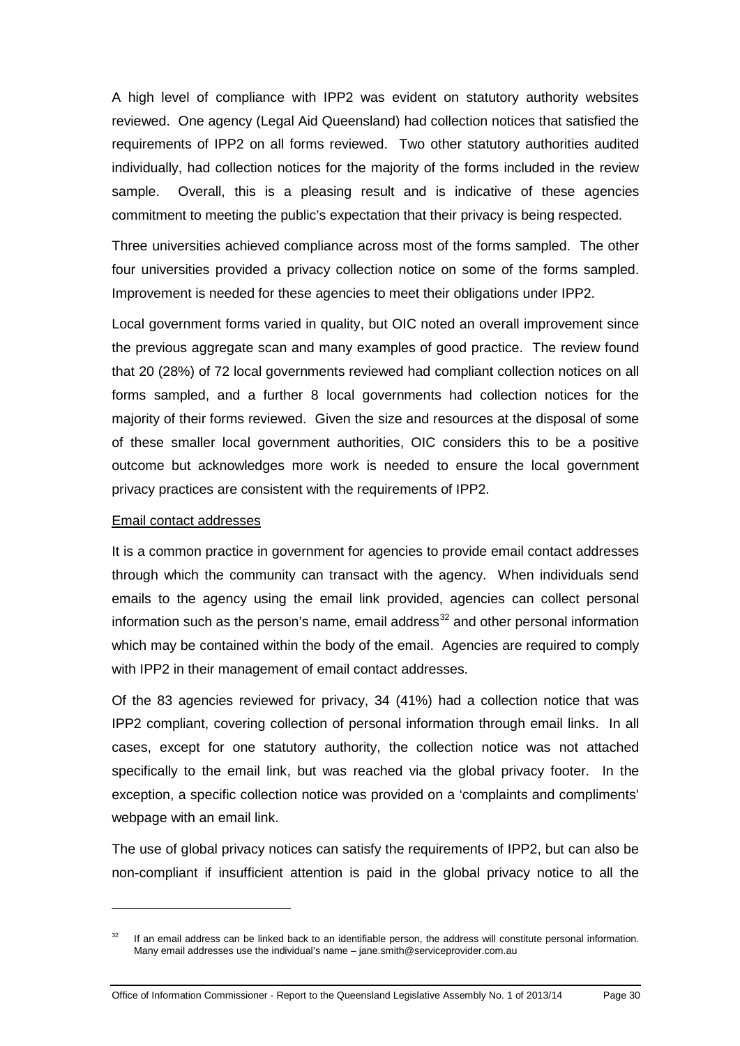A high level of compliance with IPP2 was evident on statutory authority websites reviewed. One agency (Legal Aid Queensland) had collection notices that satisfied the requirements of IPP2 on all forms reviewed. Two other statutory authorities audited individually, had collection notices for the majority of the forms included in the review sample. Overall, this is a pleasing result and is indicative of these agencies commitment to meeting the public's expectation that their privacy is being respected.

Three universities achieved compliance across most of the forms sampled. The other four universities provided a privacy collection notice on some of the forms sampled. Improvement is needed for these agencies to meet their obligations under IPP2.

Local government forms varied in quality, but OIC noted an overall improvement since the previous aggregate scan and many examples of good practice. The review found that 20 (28%) of 72 local governments reviewed had compliant collection notices on all forms sampled, and a further 8 local governments had collection notices for the majority of their forms reviewed. Given the size and resources at the disposal of some of these smaller local government authorities, OIC considers this to be a positive outcome but acknowledges more work is needed to ensure the local government privacy practices are consistent with the requirements of IPP2.

Email contact addresses

It is a common practice in government for agencies to provide email contact addresses through which the community can transact with the agency. When individuals send emails to the agency using the email link provided, agencies can collect personal information such as the person's name, email address[32] and other personal information which may be contained within the body of the email. Agencies are required to comply with IPP2 in their management of email contact addresses.

Of the 83 agencies reviewed for privacy, 34 (41%) had a collection notice that was IPP2 compliant, covering collection of personal information through email links. In all cases, except for one statutory authority, the collection notice was not attached specifically to the email link, but was reached via the global privacy footer. In the exception, a specific collection notice was provided on a 'complaints and compliments' webpage with an email link.

The use of global privacy notices can satisfy the requirements of IPP2, but can also be non-compliant if insufficient attention is paid in the global privacy notice to all the

[32] If an email address can be linked back to an identifiable person, the address will constitute personal information. Many email addresses use the individual's name – jane.smith@serviceprovider.com.au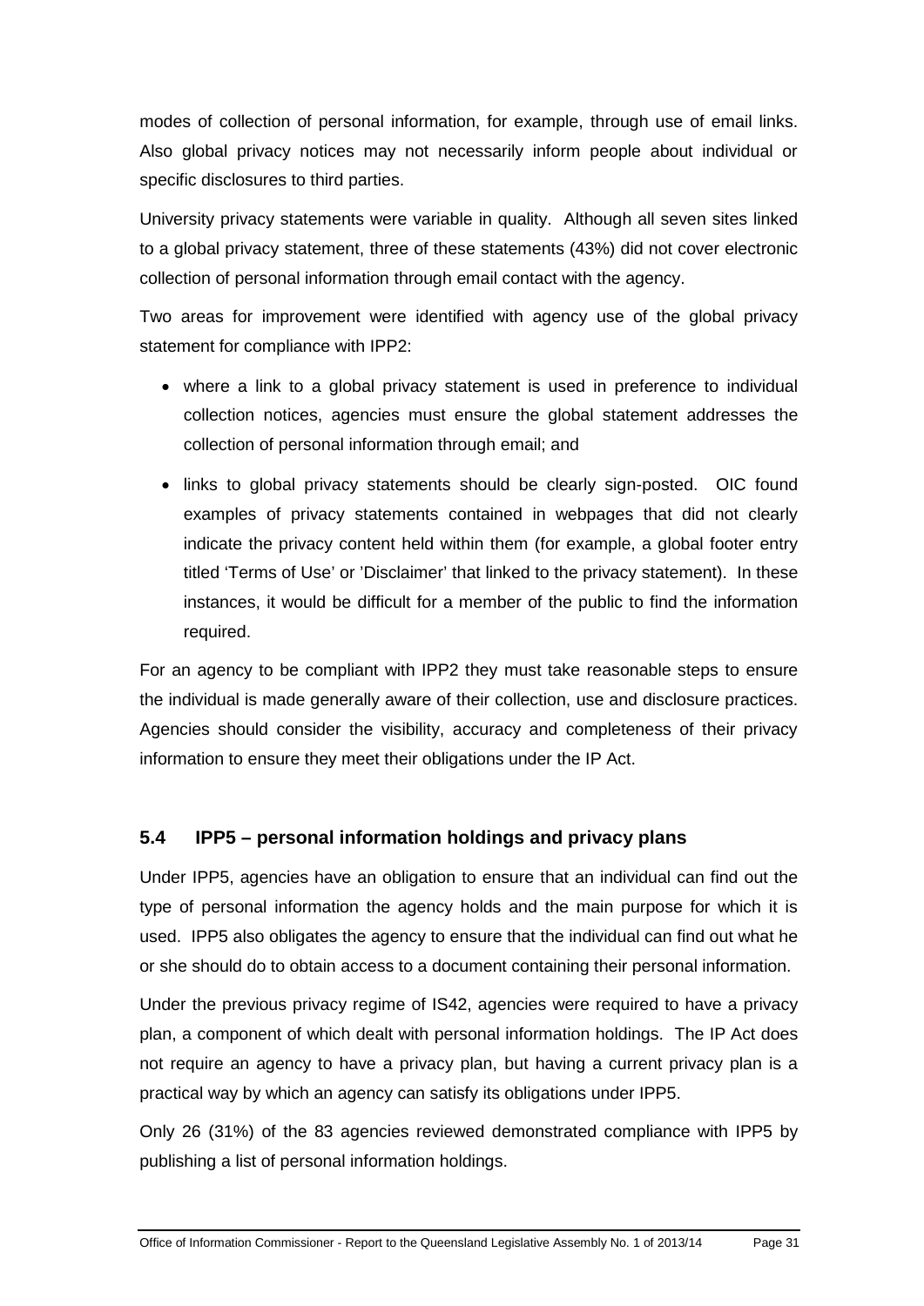modes of collection of personal information, for example, through use of email links. Also global privacy notices may not necessarily inform people about individual or specific disclosures to third parties.

University privacy statements were variable in quality. Although all seven sites linked to a global privacy statement, three of these statements (43%) did not cover electronic collection of personal information through email contact with the agency.

Two areas for improvement were identified with agency use of the global privacy statement for compliance with IPP2:

- where a link to a global privacy statement is used in preference to individual collection notices, agencies must ensure the global statement addresses the collection of personal information through email; and
- links to global privacy statements should be clearly sign-posted. OIC found examples of privacy statements contained in webpages that did not clearly indicate the privacy content held within them (for example, a global footer entry titled 'Terms of Use' or 'Disclaimer' that linked to the privacy statement). In these instances, it would be difficult for a member of the public to find the information required.

For an agency to be compliant with IPP2 they must take reasonable steps to ensure the individual is made generally aware of their collection, use and disclosure practices. Agencies should consider the visibility, accuracy and completeness of their privacy information to ensure they meet their obligations under the IP Act.

### 5.4 IPP5 – personal information holdings and privacy plans

Under IPP5, agencies have an obligation to ensure that an individual can find out the type of personal information the agency holds and the main purpose for which it is used. IPP5 also obligates the agency to ensure that the individual can find out what he or she should do to obtain access to a document containing their personal information.

Under the previous privacy regime of IS42, agencies were required to have a privacy plan, a component of which dealt with personal information holdings. The IP Act does not require an agency to have a privacy plan, but having a current privacy plan is a practical way by which an agency can satisfy its obligations under IPP5.

Only 26 (31%) of the 83 agencies reviewed demonstrated compliance with IPP5 by publishing a list of personal information holdings.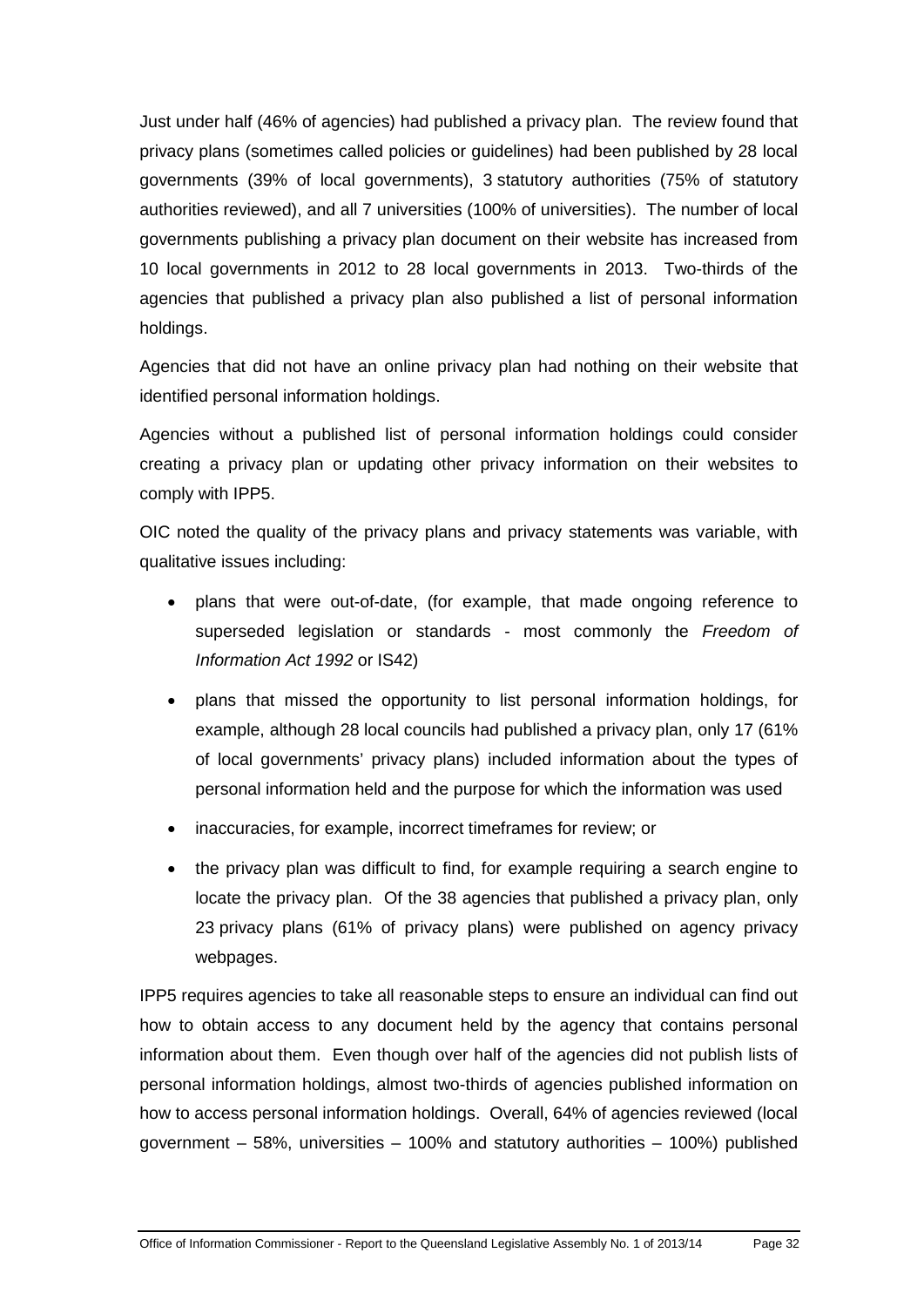Just under half (46% of agencies) had published a privacy plan. The review found that privacy plans (sometimes called policies or guidelines) had been published by 28 local governments (39% of local governments), 3 statutory authorities (75% of statutory authorities reviewed), and all 7 universities (100% of universities). The number of local governments publishing a privacy plan document on their website has increased from 10 local governments in 2012 to 28 local governments in 2013. Two-thirds of the agencies that published a privacy plan also published a list of personal information holdings.

Agencies that did not have an online privacy plan had nothing on their website that identified personal information holdings.

Agencies without a published list of personal information holdings could consider creating a privacy plan or updating other privacy information on their websites to comply with IPP5.

OIC noted the quality of the privacy plans and privacy statements was variable, with qualitative issues including:

- plans that were out-of-date, (for example, that made ongoing reference to superseded legislation or standards - most commonly the *Freedom of Information Act 1992* or IS42)
- plans that missed the opportunity to list personal information holdings, for example, although 28 local councils had published a privacy plan, only 17 (61% of local governments' privacy plans) included information about the types of personal information held and the purpose for which the information was used
- inaccuracies, for example, incorrect timeframes for review; or
- the privacy plan was difficult to find, for example requiring a search engine to locate the privacy plan. Of the 38 agencies that published a privacy plan, only 23 privacy plans (61% of privacy plans) were published on agency privacy webpages.

IPP5 requires agencies to take all reasonable steps to ensure an individual can find out how to obtain access to any document held by the agency that contains personal information about them. Even though over half of the agencies did not publish lists of personal information holdings, almost two-thirds of agencies published information on how to access personal information holdings. Overall, 64% of agencies reviewed (local government – 58%, universities – 100% and statutory authorities – 100%) published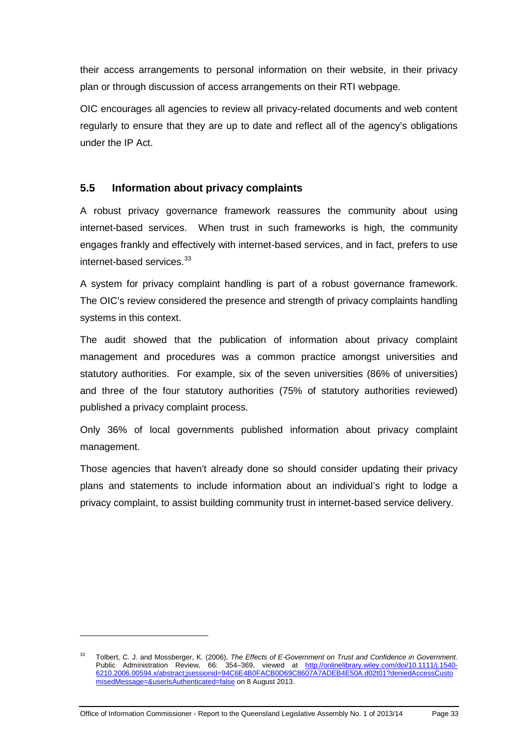their access arrangements to personal information on their website, in their privacy plan or through discussion of access arrangements on their RTI webpage.

OIC encourages all agencies to review all privacy-related documents and web content regularly to ensure that they are up to date and reflect all of the agency's obligations under the IP Act.

### 5.5 Information about privacy complaints

A robust privacy governance framework reassures the community about using internet-based services. When trust in such frameworks is high, the community engages frankly and effectively with internet-based services, and in fact, prefers to use internet-based services.[33]

A system for privacy complaint handling is part of a robust governance framework. The OIC's review considered the presence and strength of privacy complaints handling systems in this context.

The audit showed that the publication of information about privacy complaint management and procedures was a common practice amongst universities and statutory authorities. For example, six of the seven universities (86% of universities) and three of the four statutory authorities (75% of statutory authorities reviewed) published a privacy complaint process.

Only 36% of local governments published information about privacy complaint management.

Those agencies that haven't already done so should consider updating their privacy plans and statements to include information about an individual's right to lodge a privacy complaint, to assist building community trust in internet-based service delivery.

---

[33] Tolbert, C. J. and Mossberger, K. (2006), *The Effects of E-Government on Trust and Confidence in Government*. Public Administration Review, 66: 354–369, viewed at http://onlinelibrary.wiley.com/doi/10.1111/j.1540-6210.2006.00594.x/abstract;jsessionid=94C6E4B0FACB0D69C8607A7ADEB4E50A.d02t01?deniedAccessCustomisedMessage=&userIsAuthenticated=false on 8 August 2013.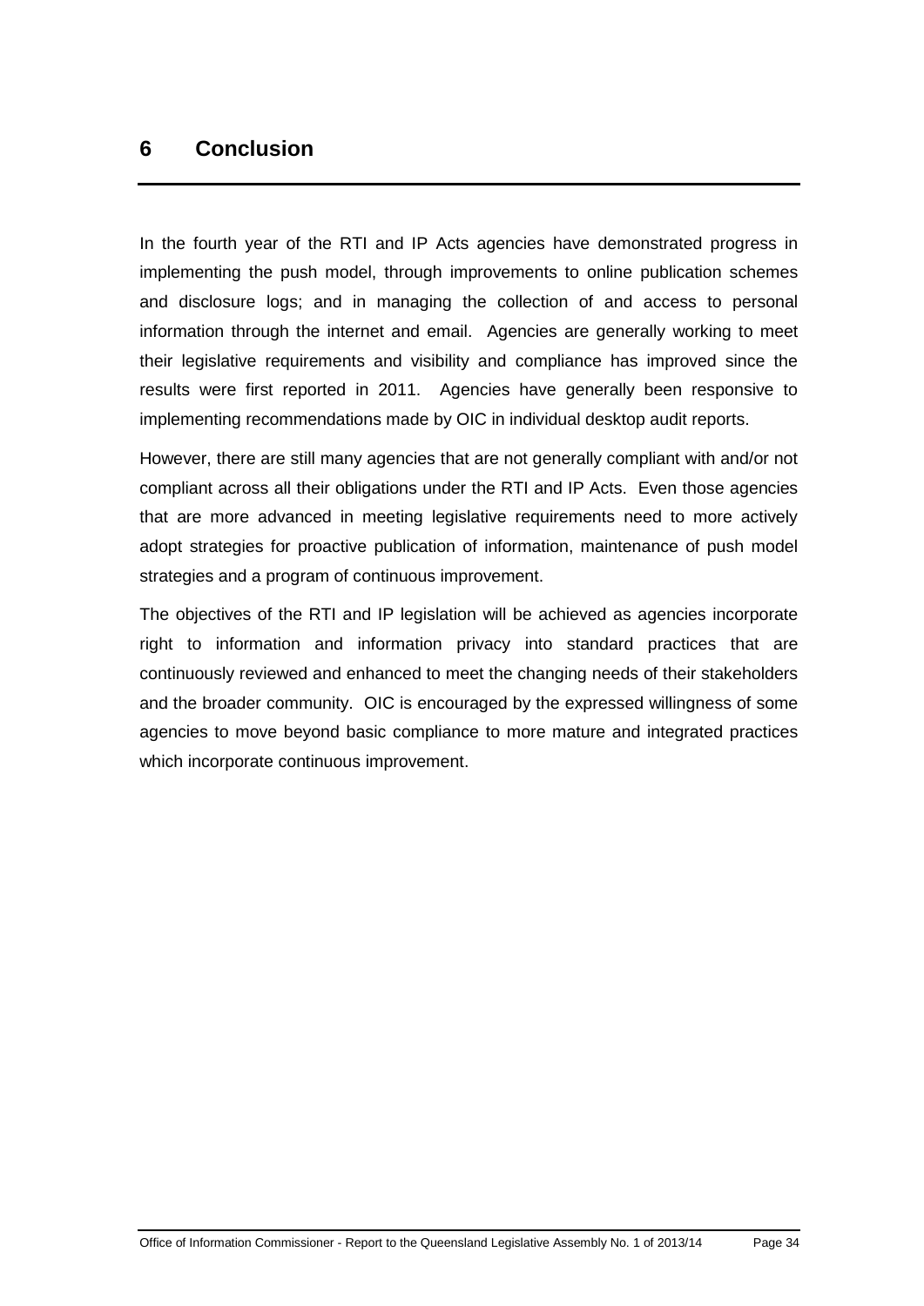# 6 Conclusion

In the fourth year of the RTI and IP Acts agencies have demonstrated progress in implementing the push model, through improvements to online publication schemes and disclosure logs; and in managing the collection of and access to personal information through the internet and email. Agencies are generally working to meet their legislative requirements and visibility and compliance has improved since the results were first reported in 2011. Agencies have generally been responsive to implementing recommendations made by OIC in individual desktop audit reports.

However, there are still many agencies that are not generally compliant with and/or not compliant across all their obligations under the RTI and IP Acts. Even those agencies that are more advanced in meeting legislative requirements need to more actively adopt strategies for proactive publication of information, maintenance of push model strategies and a program of continuous improvement.

The objectives of the RTI and IP legislation will be achieved as agencies incorporate right to information and information privacy into standard practices that are continuously reviewed and enhanced to meet the changing needs of their stakeholders and the broader community. OIC is encouraged by the expressed willingness of some agencies to move beyond basic compliance to more mature and integrated practices which incorporate continuous improvement.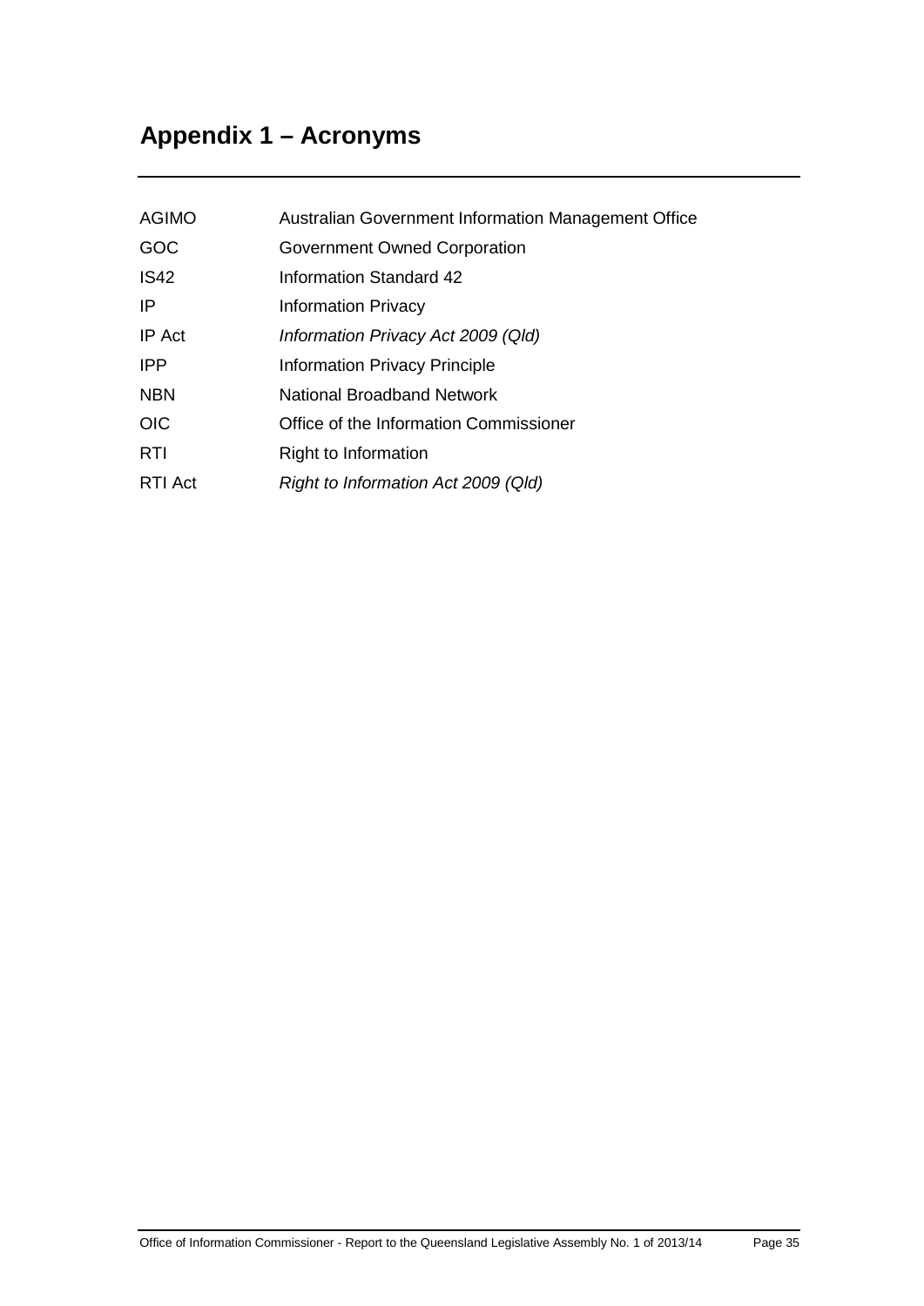# Appendix 1 – Acronyms

| | |
|---|---|
| AGIMO | Australian Government Information Management Office |
| GOC | Government Owned Corporation |
| IS42 | Information Standard 42 |
| IP | Information Privacy |
| IP Act | *Information Privacy Act 2009 (Qld)* |
| IPP | Information Privacy Principle |
| NBN | National Broadband Network |
| OIC | Office of the Information Commissioner |
| RTI | Right to Information |
| RTI Act | *Right to Information Act 2009 (Qld)* |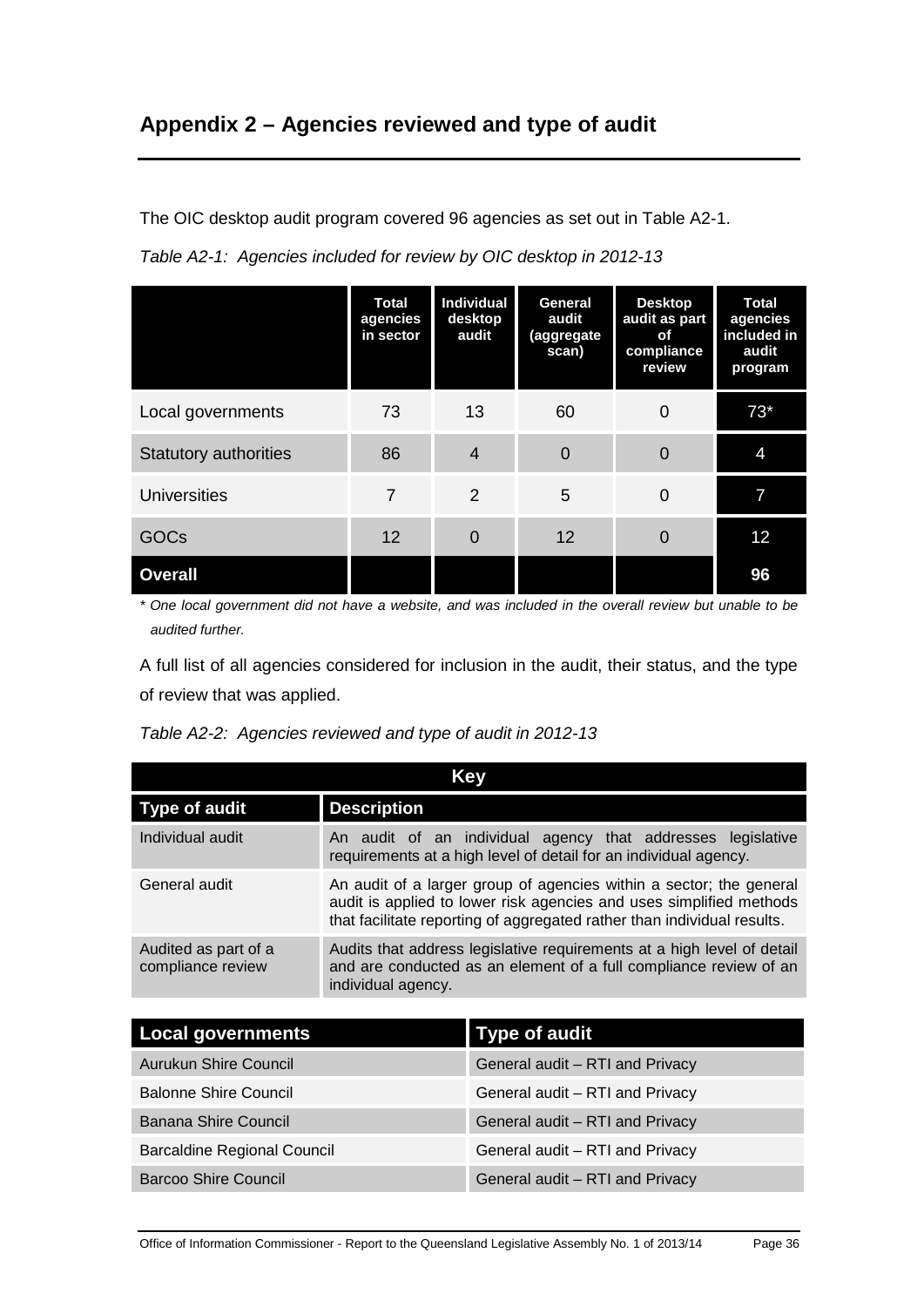## Appendix 2 – Agencies reviewed and type of audit

The OIC desktop audit program covered 96 agencies as set out in Table A2-1.

*Table A2-1: Agencies included for review by OIC desktop in 2012-13*

| | Total agencies in sector | Individual desktop audit | General audit (aggregate scan) | Desktop audit as part of compliance review | Total agencies included in audit program |
|---|---|---|---|---|---|
| Local governments | 73 | 13 | 60 | 0 | 73* |
| Statutory authorities | 86 | 4 | 0 | 0 | 4 |
| Universities | 7 | 2 | 5 | 0 | 7 |
| GOCs | 12 | 0 | 12 | 0 | 12 |
| **Overall** | | | | | **96** |

* *One local government did not have a website, and was included in the overall review but unable to be audited further.*

A full list of all agencies considered for inclusion in the audit, their status, and the type of review that was applied.

*Table A2-2: Agencies reviewed and type of audit in 2012-13*

| Key | |
|---|---|
| **Type of audit** | **Description** |
| Individual audit | An audit of an individual agency that addresses legislative requirements at a high level of detail for an individual agency. |
| General audit | An audit of a larger group of agencies within a sector; the general audit is applied to lower risk agencies and uses simplified methods that facilitate reporting of aggregated rather than individual results. |
| Audited as part of a compliance review | Audits that address legislative requirements at a high level of detail and are conducted as an element of a full compliance review of an individual agency. |

| Local governments | Type of audit |
|---|---|
| Aurukun Shire Council | General audit – RTI and Privacy |
| Balonne Shire Council | General audit – RTI and Privacy |
| Banana Shire Council | General audit – RTI and Privacy |
| Barcaldine Regional Council | General audit – RTI and Privacy |
| Barcoo Shire Council | General audit – RTI and Privacy |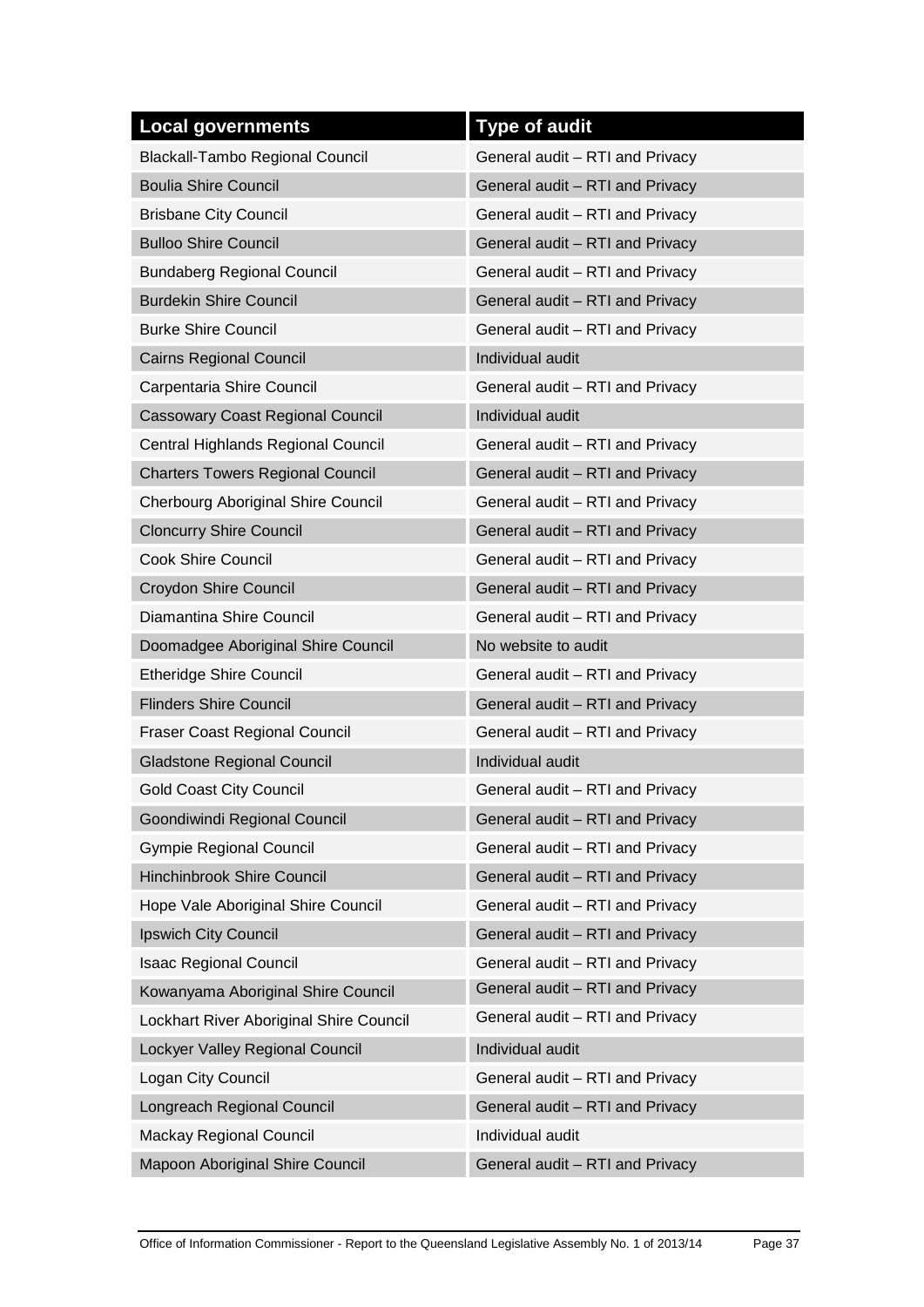| Local governments | Type of audit |
|---|---|
| Blackall-Tambo Regional Council | General audit – RTI and Privacy |
| Boulia Shire Council | General audit – RTI and Privacy |
| Brisbane City Council | General audit – RTI and Privacy |
| Bulloo Shire Council | General audit – RTI and Privacy |
| Bundaberg Regional Council | General audit – RTI and Privacy |
| Burdekin Shire Council | General audit – RTI and Privacy |
| Burke Shire Council | General audit – RTI and Privacy |
| Cairns Regional Council | Individual audit |
| Carpentaria Shire Council | General audit – RTI and Privacy |
| Cassowary Coast Regional Council | Individual audit |
| Central Highlands Regional Council | General audit – RTI and Privacy |
| Charters Towers Regional Council | General audit – RTI and Privacy |
| Cherbourg Aboriginal Shire Council | General audit – RTI and Privacy |
| Cloncurry Shire Council | General audit – RTI and Privacy |
| Cook Shire Council | General audit – RTI and Privacy |
| Croydon Shire Council | General audit – RTI and Privacy |
| Diamantina Shire Council | General audit – RTI and Privacy |
| Doomadgee Aboriginal Shire Council | No website to audit |
| Etheridge Shire Council | General audit – RTI and Privacy |
| Flinders Shire Council | General audit – RTI and Privacy |
| Fraser Coast Regional Council | General audit – RTI and Privacy |
| Gladstone Regional Council | Individual audit |
| Gold Coast City Council | General audit – RTI and Privacy |
| Goondiwindi Regional Council | General audit – RTI and Privacy |
| Gympie Regional Council | General audit – RTI and Privacy |
| Hinchinbrook Shire Council | General audit – RTI and Privacy |
| Hope Vale Aboriginal Shire Council | General audit – RTI and Privacy |
| Ipswich City Council | General audit – RTI and Privacy |
| Isaac Regional Council | General audit – RTI and Privacy |
| Kowanyama Aboriginal Shire Council | General audit – RTI and Privacy |
| Lockhart River Aboriginal Shire Council | General audit – RTI and Privacy |
| Lockyer Valley Regional Council | Individual audit |
| Logan City Council | General audit – RTI and Privacy |
| Longreach Regional Council | General audit – RTI and Privacy |
| Mackay Regional Council | Individual audit |
| Mapoon Aboriginal Shire Council | General audit – RTI and Privacy |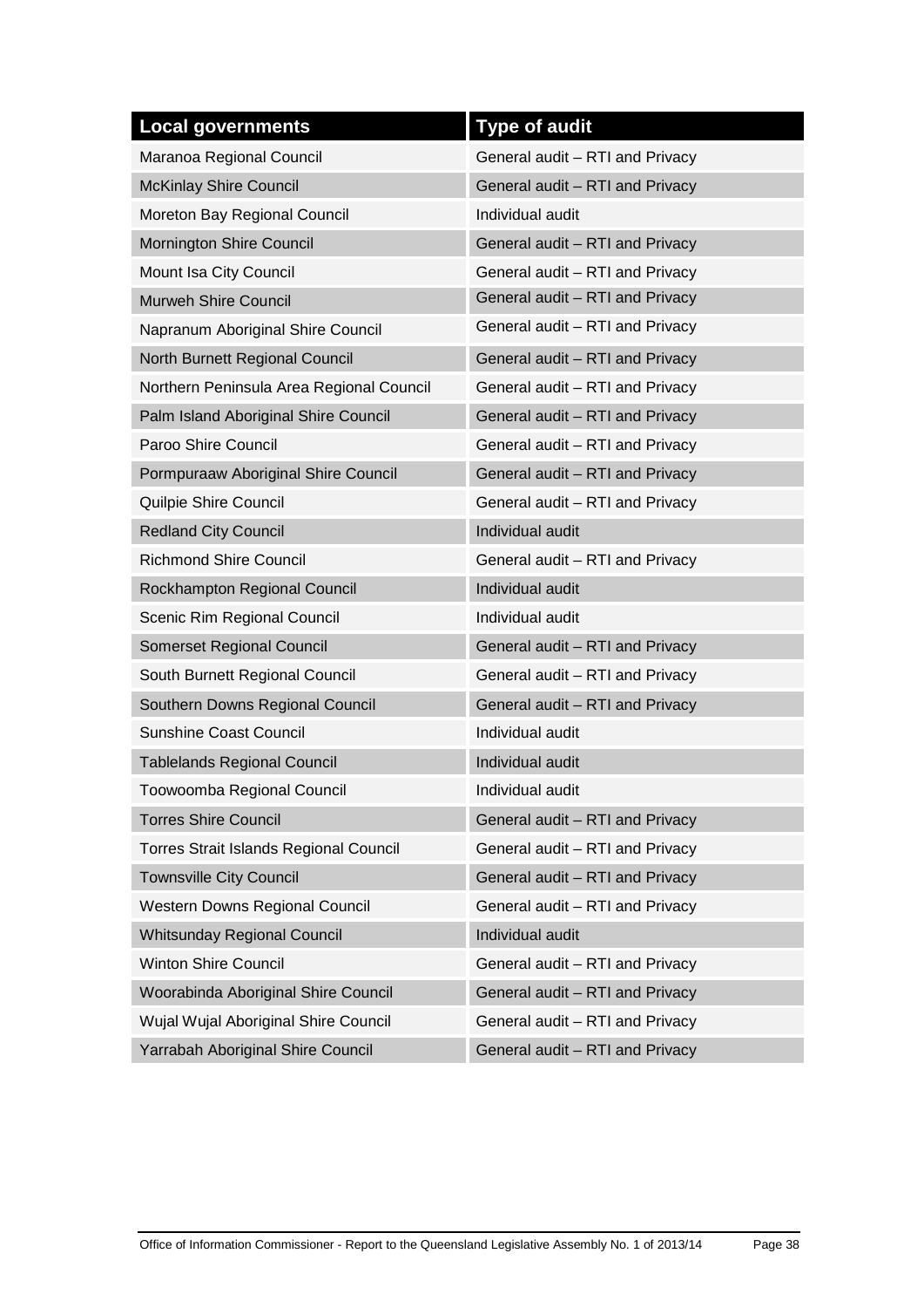| Local governments | Type of audit |
|---|---|
| Maranoa Regional Council | General audit – RTI and Privacy |
| McKinlay Shire Council | General audit – RTI and Privacy |
| Moreton Bay Regional Council | Individual audit |
| Mornington Shire Council | General audit – RTI and Privacy |
| Mount Isa City Council | General audit – RTI and Privacy |
| Murweh Shire Council | General audit – RTI and Privacy |
| Napranum Aboriginal Shire Council | General audit – RTI and Privacy |
| North Burnett Regional Council | General audit – RTI and Privacy |
| Northern Peninsula Area Regional Council | General audit – RTI and Privacy |
| Palm Island Aboriginal Shire Council | General audit – RTI and Privacy |
| Paroo Shire Council | General audit – RTI and Privacy |
| Pormpuraaw Aboriginal Shire Council | General audit – RTI and Privacy |
| Quilpie Shire Council | General audit – RTI and Privacy |
| Redland City Council | Individual audit |
| Richmond Shire Council | General audit – RTI and Privacy |
| Rockhampton Regional Council | Individual audit |
| Scenic Rim Regional Council | Individual audit |
| Somerset Regional Council | General audit – RTI and Privacy |
| South Burnett Regional Council | General audit – RTI and Privacy |
| Southern Downs Regional Council | General audit – RTI and Privacy |
| Sunshine Coast Council | Individual audit |
| Tablelands Regional Council | Individual audit |
| Toowoomba Regional Council | Individual audit |
| Torres Shire Council | General audit – RTI and Privacy |
| Torres Strait Islands Regional Council | General audit – RTI and Privacy |
| Townsville City Council | General audit – RTI and Privacy |
| Western Downs Regional Council | General audit – RTI and Privacy |
| Whitsunday Regional Council | Individual audit |
| Winton Shire Council | General audit – RTI and Privacy |
| Woorabinda Aboriginal Shire Council | General audit – RTI and Privacy |
| Wujal Wujal Aboriginal Shire Council | General audit – RTI and Privacy |
| Yarrabah Aboriginal Shire Council | General audit – RTI and Privacy |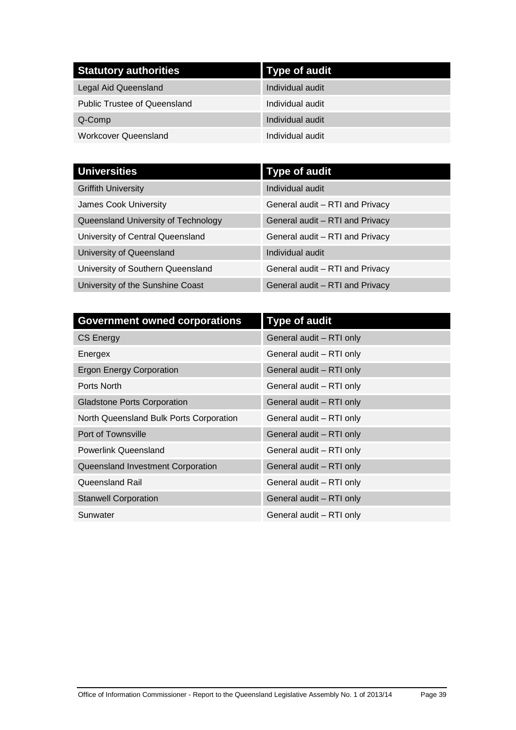| Statutory authorities | Type of audit |
|---|---|
| Legal Aid Queensland | Individual audit |
| Public Trustee of Queensland | Individual audit |
| Q-Comp | Individual audit |
| Workcover Queensland | Individual audit |

| Universities | Type of audit |
|---|---|
| Griffith University | Individual audit |
| James Cook University | General audit – RTI and Privacy |
| Queensland University of Technology | General audit – RTI and Privacy |
| University of Central Queensland | General audit – RTI and Privacy |
| University of Queensland | Individual audit |
| University of Southern Queensland | General audit – RTI and Privacy |
| University of the Sunshine Coast | General audit – RTI and Privacy |

| Government owned corporations | Type of audit |
|---|---|
| CS Energy | General audit – RTI only |
| Energex | General audit – RTI only |
| Ergon Energy Corporation | General audit – RTI only |
| Ports North | General audit – RTI only |
| Gladstone Ports Corporation | General audit – RTI only |
| North Queensland Bulk Ports Corporation | General audit – RTI only |
| Port of Townsville | General audit – RTI only |
| Powerlink Queensland | General audit – RTI only |
| Queensland Investment Corporation | General audit – RTI only |
| Queensland Rail | General audit – RTI only |
| Stanwell Corporation | General audit – RTI only |
| Sunwater | General audit – RTI only |